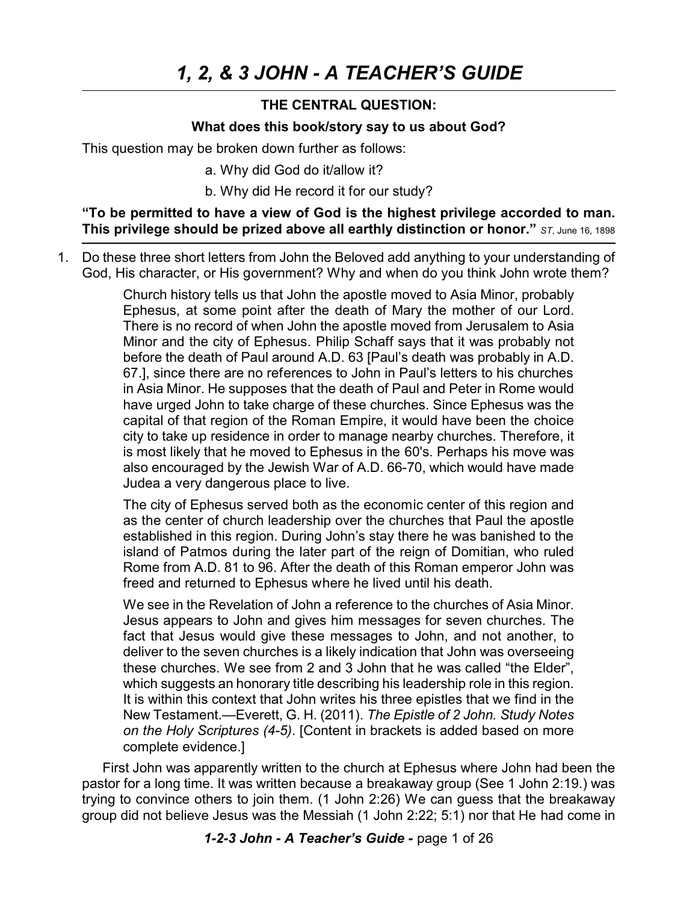# *1, 2, & 3 JOHN - A TEACHER'S GUIDE*

**THE CENTRAL QUESTION:**

**What does this book/story say to us about God?**

This question may be broken down further as follows:

a. Why did God do it/allow it?

b. Why did He record it for our study?

**"To be permitted to have a view of God is the highest privilege accorded to man. This privilege should be prized above all earthly distinction or honor."** *ST*, June 16, 1898

---

1. Do these three short letters from John the Beloved add anything to your understanding of God, His character, or His government? Why and when do you think John wrote them?

   > Church history tells us that John the apostle moved to Asia Minor, probably Ephesus, at some point after the death of Mary the mother of our Lord. There is no record of when John the apostle moved from Jerusalem to Asia Minor and the city of Ephesus. Philip Schaff says that it was probably not before the death of Paul around A.D. 63 [Paul's death was probably in A.D. 67.], since there are no references to John in Paul's letters to his churches in Asia Minor. He supposes that the death of Paul and Peter in Rome would have urged John to take charge of these churches. Since Ephesus was the capital of that region of the Roman Empire, it would have been the choice city to take up residence in order to manage nearby churches. Therefore, it is most likely that he moved to Ephesus in the 60's. Perhaps his move was also encouraged by the Jewish War of A.D. 66-70, which would have made Judea a very dangerous place to live.
   >
   > The city of Ephesus served both as the economic center of this region and as the center of church leadership over the churches that Paul the apostle established in this region. During John's stay there he was banished to the island of Patmos during the later part of the reign of Domitian, who ruled Rome from A.D. 81 to 96. After the death of this Roman emperor John was freed and returned to Ephesus where he lived until his death.
   >
   > We see in the Revelation of John a reference to the churches of Asia Minor. Jesus appears to John and gives him messages for seven churches. The fact that Jesus would give these messages to John, and not another, to deliver to the seven churches is a likely indication that John was overseeing these churches. We see from 2 and 3 John that he was called "the Elder", which suggests an honorary title describing his leadership role in this region. It is within this context that John writes his three epistles that we find in the New Testament.—Everett, G. H. (2011). *The Epistle of 2 John. Study Notes on the Holy Scriptures (4-5)*. [Content in brackets is added based on more complete evidence.]

   First John was apparently written to the church at Ephesus where John had been the pastor for a long time. It was written because a breakaway group (See 1 John 2:19.) was trying to convince others to join them. (1 John 2:26) We can guess that the breakaway group did not believe Jesus was the Messiah (1 John 2:22; 5:1) nor that He had come in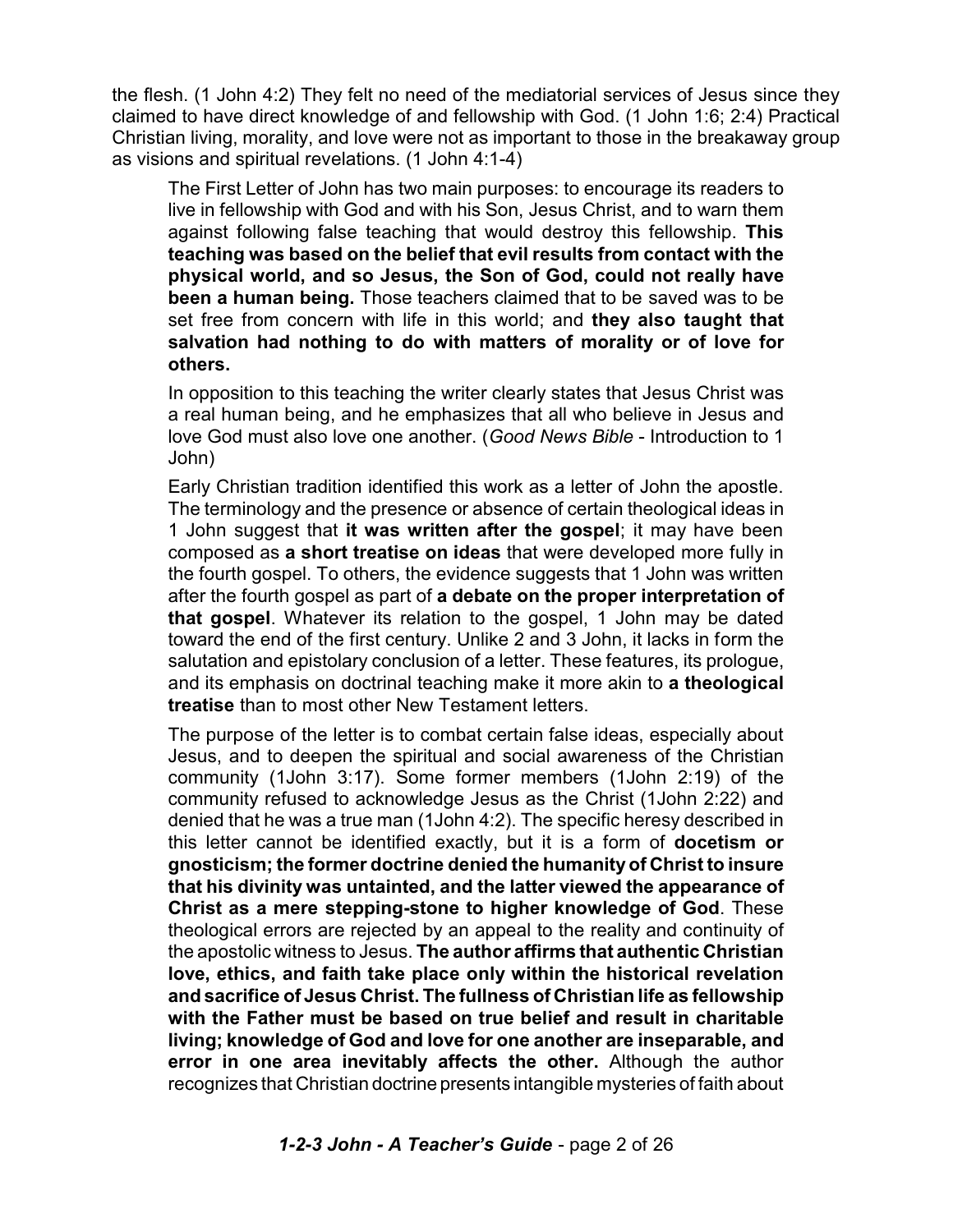the flesh. (1 John 4:2) They felt no need of the mediatorial services of Jesus since they claimed to have direct knowledge of and fellowship with God. (1 John 1:6; 2:4) Practical Christian living, morality, and love were not as important to those in the breakaway group as visions and spiritual revelations. (1 John 4:1-4)

> The First Letter of John has two main purposes: to encourage its readers to live in fellowship with God and with his Son, Jesus Christ, and to warn them against following false teaching that would destroy this fellowship. **This teaching was based on the belief that evil results from contact with the physical world, and so Jesus, the Son of God, could not really have been a human being.** Those teachers claimed that to be saved was to be set free from concern with life in this world; and **they also taught that salvation had nothing to do with matters of morality or of love for others.**
>
> In opposition to this teaching the writer clearly states that Jesus Christ was a real human being, and he emphasizes that all who believe in Jesus and love God must also love one another. (*Good News Bible* - Introduction to 1 John)
>
> Early Christian tradition identified this work as a letter of John the apostle. The terminology and the presence or absence of certain theological ideas in 1 John suggest that **it was written after the gospel**; it may have been composed as **a short treatise on ideas** that were developed more fully in the fourth gospel. To others, the evidence suggests that 1 John was written after the fourth gospel as part of **a debate on the proper interpretation of that gospel**. Whatever its relation to the gospel, 1 John may be dated toward the end of the first century. Unlike 2 and 3 John, it lacks in form the salutation and epistolary conclusion of a letter. These features, its prologue, and its emphasis on doctrinal teaching make it more akin to **a theological treatise** than to most other New Testament letters.
>
> The purpose of the letter is to combat certain false ideas, especially about Jesus, and to deepen the spiritual and social awareness of the Christian community (1John 3:17). Some former members (1John 2:19) of the community refused to acknowledge Jesus as the Christ (1John 2:22) and denied that he was a true man (1John 4:2). The specific heresy described in this letter cannot be identified exactly, but it is a form of **docetism or gnosticism; the former doctrine denied the humanity of Christ to insure that his divinity was untainted, and the latter viewed the appearance of Christ as a mere stepping-stone to higher knowledge of God**. These theological errors are rejected by an appeal to the reality and continuity of the apostolic witness to Jesus. **The author affirms that authentic Christian love, ethics, and faith take place only within the historical revelation and sacrifice of Jesus Christ. The fullness of Christian life as fellowship with the Father must be based on true belief and result in charitable living; knowledge of God and love for one another are inseparable, and error in one area inevitably affects the other.** Although the author recognizes that Christian doctrine presents intangible mysteries of faith about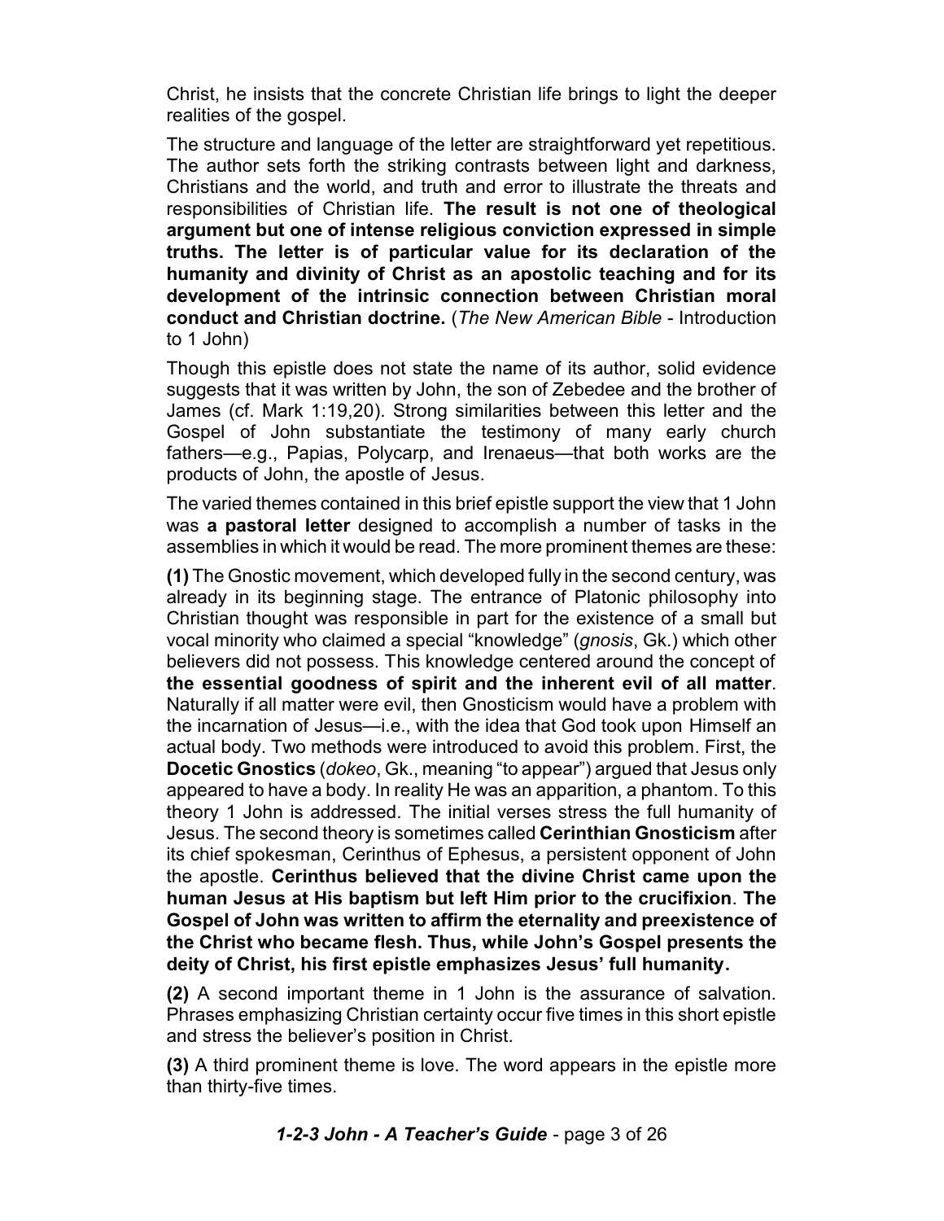Christ, he insists that the concrete Christian life brings to light the deeper realities of the gospel.

The structure and language of the letter are straightforward yet repetitious. The author sets forth the striking contrasts between light and darkness, Christians and the world, and truth and error to illustrate the threats and responsibilities of Christian life. **The result is not one of theological argument but one of intense religious conviction expressed in simple truths. The letter is of particular value for its declaration of the humanity and divinity of Christ as an apostolic teaching and for its development of the intrinsic connection between Christian moral conduct and Christian doctrine.** (*The New American Bible* - Introduction to 1 John)

Though this epistle does not state the name of its author, solid evidence suggests that it was written by John, the son of Zebedee and the brother of James (cf. Mark 1:19,20). Strong similarities between this letter and the Gospel of John substantiate the testimony of many early church fathers—e.g., Papias, Polycarp, and Irenaeus—that both works are the products of John, the apostle of Jesus.

The varied themes contained in this brief epistle support the view that 1 John was **a pastoral letter** designed to accomplish a number of tasks in the assemblies in which it would be read. The more prominent themes are these:

**(1)** The Gnostic movement, which developed fully in the second century, was already in its beginning stage. The entrance of Platonic philosophy into Christian thought was responsible in part for the existence of a small but vocal minority who claimed a special "knowledge" (*gnosis*, Gk.) which other believers did not possess. This knowledge centered around the concept of **the essential goodness of spirit and the inherent evil of all matter**. Naturally if all matter were evil, then Gnosticism would have a problem with the incarnation of Jesus—i.e., with the idea that God took upon Himself an actual body. Two methods were introduced to avoid this problem. First, the **Docetic Gnostics** (*dokeo*, Gk., meaning "to appear") argued that Jesus only appeared to have a body. In reality He was an apparition, a phantom. To this theory 1 John is addressed. The initial verses stress the full humanity of Jesus. The second theory is sometimes called **Cerinthian Gnosticism** after its chief spokesman, Cerinthus of Ephesus, a persistent opponent of John the apostle. **Cerinthus believed that the divine Christ came upon the human Jesus at His baptism but left Him prior to the crucifixion**. **The Gospel of John was written to affirm the eternality and preexistence of the Christ who became flesh. Thus, while John's Gospel presents the deity of Christ, his first epistle emphasizes Jesus' full humanity.**

**(2)** A second important theme in 1 John is the assurance of salvation. Phrases emphasizing Christian certainty occur five times in this short epistle and stress the believer's position in Christ.

**(3)** A third prominent theme is love. The word appears in the epistle more than thirty-five times.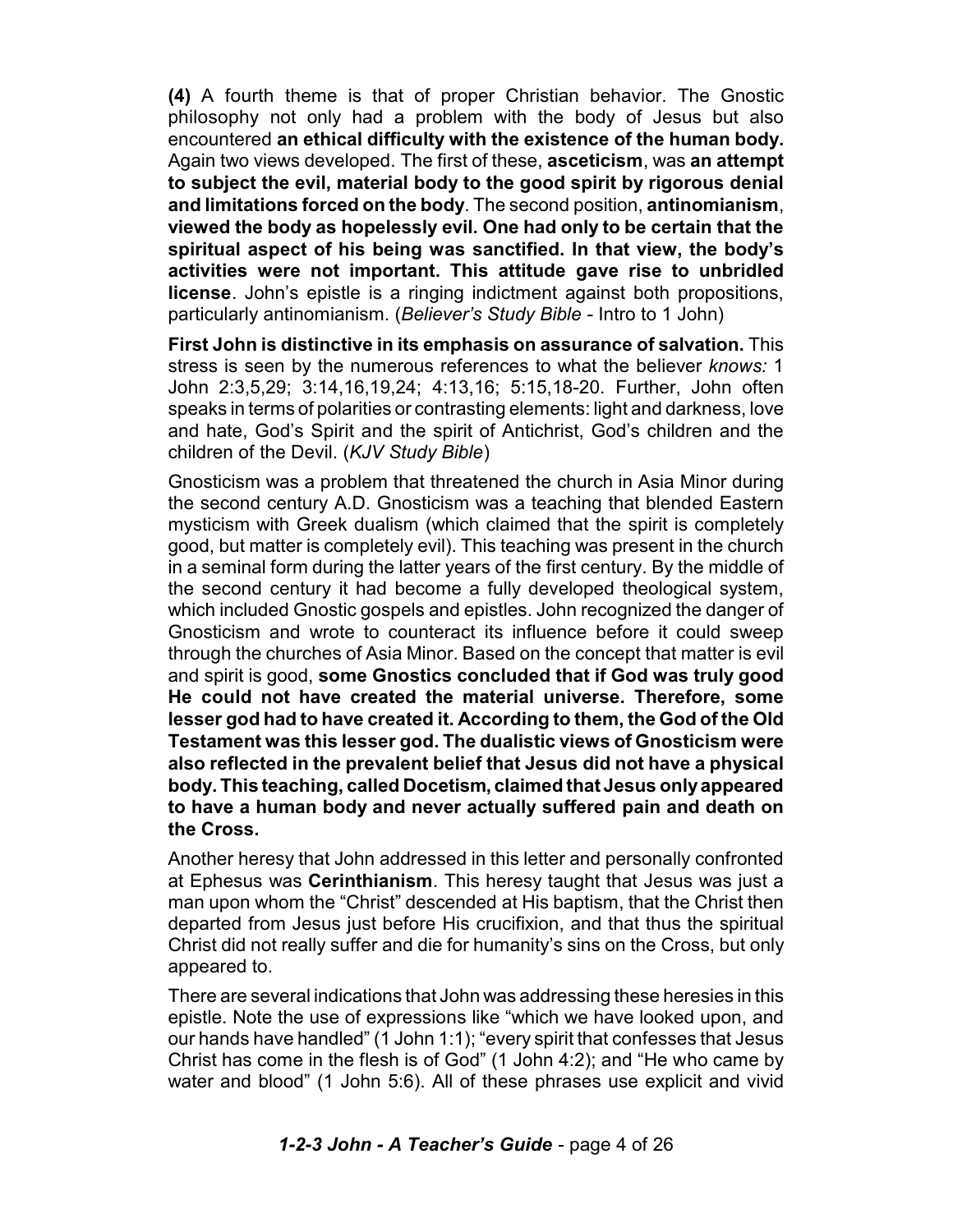**(4)** A fourth theme is that of proper Christian behavior. The Gnostic philosophy not only had a problem with the body of Jesus but also encountered **an ethical difficulty with the existence of the human body.** Again two views developed. The first of these, **asceticism**, was **an attempt to subject the evil, material body to the good spirit by rigorous denial and limitations forced on the body**. The second position, **antinomianism**, **viewed the body as hopelessly evil. One had only to be certain that the spiritual aspect of his being was sanctified. In that view, the body's activities were not important. This attitude gave rise to unbridled license**. John's epistle is a ringing indictment against both propositions, particularly antinomianism. (*Believer's Study Bible* - Intro to 1 John)

**First John is distinctive in its emphasis on assurance of salvation.** This stress is seen by the numerous references to what the believer *knows:* 1 John 2:3,5,29; 3:14,16,19,24; 4:13,16; 5:15,18-20. Further, John often speaks in terms of polarities or contrasting elements: light and darkness, love and hate, God's Spirit and the spirit of Antichrist, God's children and the children of the Devil. (*KJV Study Bible*)

Gnosticism was a problem that threatened the church in Asia Minor during the second century A.D. Gnosticism was a teaching that blended Eastern mysticism with Greek dualism (which claimed that the spirit is completely good, but matter is completely evil). This teaching was present in the church in a seminal form during the latter years of the first century. By the middle of the second century it had become a fully developed theological system, which included Gnostic gospels and epistles. John recognized the danger of Gnosticism and wrote to counteract its influence before it could sweep through the churches of Asia Minor. Based on the concept that matter is evil and spirit is good, **some Gnostics concluded that if God was truly good He could not have created the material universe. Therefore, some lesser god had to have created it. According to them, the God of the Old Testament was this lesser god. The dualistic views of Gnosticism were also reflected in the prevalent belief that Jesus did not have a physical body. This teaching, called Docetism, claimed that Jesus only appeared to have a human body and never actually suffered pain and death on the Cross.**

Another heresy that John addressed in this letter and personally confronted at Ephesus was **Cerinthianism**. This heresy taught that Jesus was just a man upon whom the "Christ" descended at His baptism, that the Christ then departed from Jesus just before His crucifixion, and that thus the spiritual Christ did not really suffer and die for humanity's sins on the Cross, but only appeared to.

There are several indications that John was addressing these heresies in this epistle. Note the use of expressions like "which we have looked upon, and our hands have handled" (1 John 1:1); "every spirit that confesses that Jesus Christ has come in the flesh is of God" (1 John 4:2); and "He who came by water and blood" (1 John 5:6). All of these phrases use explicit and vivid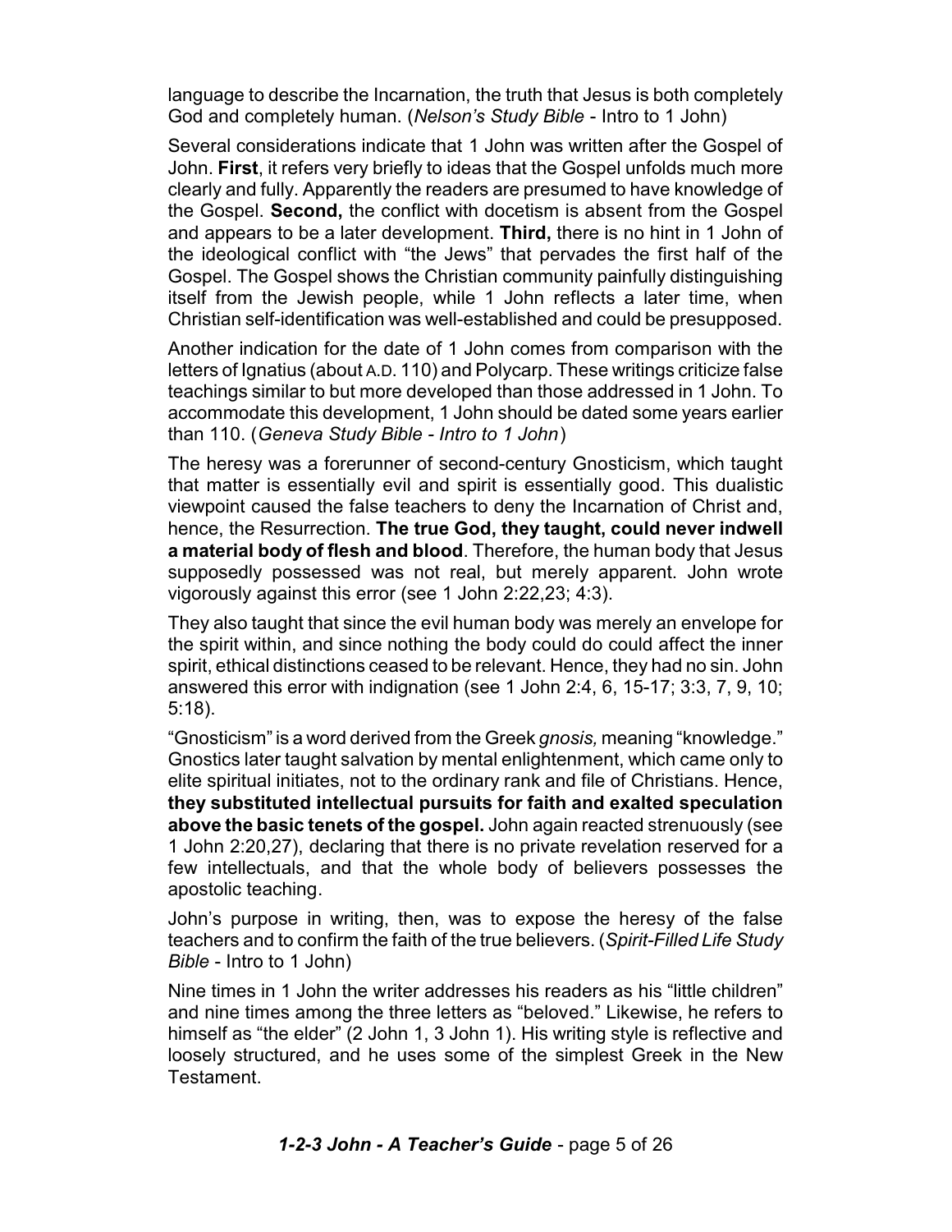language to describe the Incarnation, the truth that Jesus is both completely God and completely human. (*Nelson's Study Bible* - Intro to 1 John)

Several considerations indicate that 1 John was written after the Gospel of John. **First**, it refers very briefly to ideas that the Gospel unfolds much more clearly and fully. Apparently the readers are presumed to have knowledge of the Gospel. **Second,** the conflict with docetism is absent from the Gospel and appears to be a later development. **Third,** there is no hint in 1 John of the ideological conflict with "the Jews" that pervades the first half of the Gospel. The Gospel shows the Christian community painfully distinguishing itself from the Jewish people, while 1 John reflects a later time, when Christian self-identification was well-established and could be presupposed.

Another indication for the date of 1 John comes from comparison with the letters of Ignatius (about A.D. 110) and Polycarp. These writings criticize false teachings similar to but more developed than those addressed in 1 John. To accommodate this development, 1 John should be dated some years earlier than 110. (*Geneva Study Bible - Intro to 1 John*)

The heresy was a forerunner of second-century Gnosticism, which taught that matter is essentially evil and spirit is essentially good. This dualistic viewpoint caused the false teachers to deny the Incarnation of Christ and, hence, the Resurrection. **The true God, they taught, could never indwell a material body of flesh and blood**. Therefore, the human body that Jesus supposedly possessed was not real, but merely apparent. John wrote vigorously against this error (see 1 John 2:22,23; 4:3).

They also taught that since the evil human body was merely an envelope for the spirit within, and since nothing the body could do could affect the inner spirit, ethical distinctions ceased to be relevant. Hence, they had no sin. John answered this error with indignation (see 1 John 2:4, 6, 15-17; 3:3, 7, 9, 10; 5:18).

"Gnosticism" is a word derived from the Greek *gnosis,* meaning "knowledge." Gnostics later taught salvation by mental enlightenment, which came only to elite spiritual initiates, not to the ordinary rank and file of Christians. Hence, **they substituted intellectual pursuits for faith and exalted speculation above the basic tenets of the gospel.** John again reacted strenuously (see 1 John 2:20,27), declaring that there is no private revelation reserved for a few intellectuals, and that the whole body of believers possesses the apostolic teaching.

John's purpose in writing, then, was to expose the heresy of the false teachers and to confirm the faith of the true believers. (*Spirit-Filled Life Study Bible* - Intro to 1 John)

Nine times in 1 John the writer addresses his readers as his "little children" and nine times among the three letters as "beloved." Likewise, he refers to himself as "the elder" (2 John 1, 3 John 1). His writing style is reflective and loosely structured, and he uses some of the simplest Greek in the New Testament.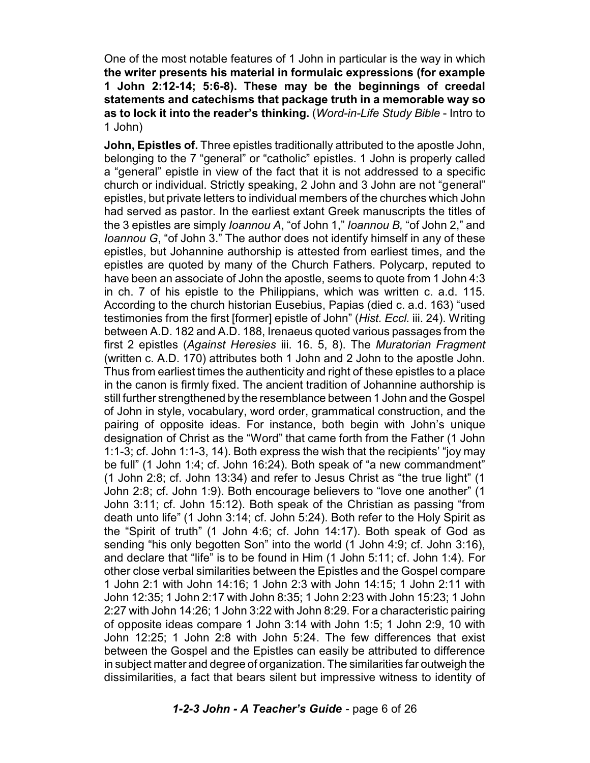One of the most notable features of 1 John in particular is the way in which **the writer presents his material in formulaic expressions (for example 1 John 2:12-14; 5:6-8). These may be the beginnings of creedal statements and catechisms that package truth in a memorable way so as to lock it into the reader's thinking.** (*Word-in-Life Study Bible* - Intro to 1 John)

**John, Epistles of.** Three epistles traditionally attributed to the apostle John, belonging to the 7 "general" or "catholic" epistles. 1 John is properly called a "general" epistle in view of the fact that it is not addressed to a specific church or individual. Strictly speaking, 2 John and 3 John are not "general" epistles, but private letters to individual members of the churches which John had served as pastor. In the earliest extant Greek manuscripts the titles of the 3 epistles are simply *Ioannou A*, "of John 1," *Ioannou B,* "of John 2," and *Ioannou G*, "of John 3." The author does not identify himself in any of these epistles, but Johannine authorship is attested from earliest times, and the epistles are quoted by many of the Church Fathers. Polycarp, reputed to have been an associate of John the apostle, seems to quote from 1 John 4:3 in ch. 7 of his epistle to the Philippians, which was written c. a.d. 115. According to the church historian Eusebius, Papias (died c. a.d. 163) "used testimonies from the first [former] epistle of John" (*Hist. Eccl.* iii. 24). Writing between A.D. 182 and A.D. 188, Irenaeus quoted various passages from the first 2 epistles (*Against Heresies* iii. 16. 5, 8). The *Muratorian Fragment* (written c. A.D. 170) attributes both 1 John and 2 John to the apostle John. Thus from earliest times the authenticity and right of these epistles to a place in the canon is firmly fixed. The ancient tradition of Johannine authorship is still further strengthened by the resemblance between 1 John and the Gospel of John in style, vocabulary, word order, grammatical construction, and the pairing of opposite ideas. For instance, both begin with John's unique designation of Christ as the "Word" that came forth from the Father (1 John 1:1-3; cf. John 1:1-3, 14). Both express the wish that the recipients' "joy may be full" (1 John 1:4; cf. John 16:24). Both speak of "a new commandment" (1 John 2:8; cf. John 13:34) and refer to Jesus Christ as "the true light" (1 John 2:8; cf. John 1:9). Both encourage believers to "love one another" (1 John 3:11; cf. John 15:12). Both speak of the Christian as passing "from death unto life" (1 John 3:14; cf. John 5:24). Both refer to the Holy Spirit as the "Spirit of truth" (1 John 4:6; cf. John 14:17). Both speak of God as sending "his only begotten Son" into the world (1 John 4:9; cf. John 3:16), and declare that "life" is to be found in Him (1 John 5:11; cf. John 1:4). For other close verbal similarities between the Epistles and the Gospel compare 1 John 2:1 with John 14:16; 1 John 2:3 with John 14:15; 1 John 2:11 with John 12:35; 1 John 2:17 with John 8:35; 1 John 2:23 with John 15:23; 1 John 2:27 with John 14:26; 1 John 3:22 with John 8:29. For a characteristic pairing of opposite ideas compare 1 John 3:14 with John 1:5; 1 John 2:9, 10 with John 12:25; 1 John 2:8 with John 5:24. The few differences that exist between the Gospel and the Epistles can easily be attributed to difference in subject matter and degree of organization. The similarities far outweigh the dissimilarities, a fact that bears silent but impressive witness to identity of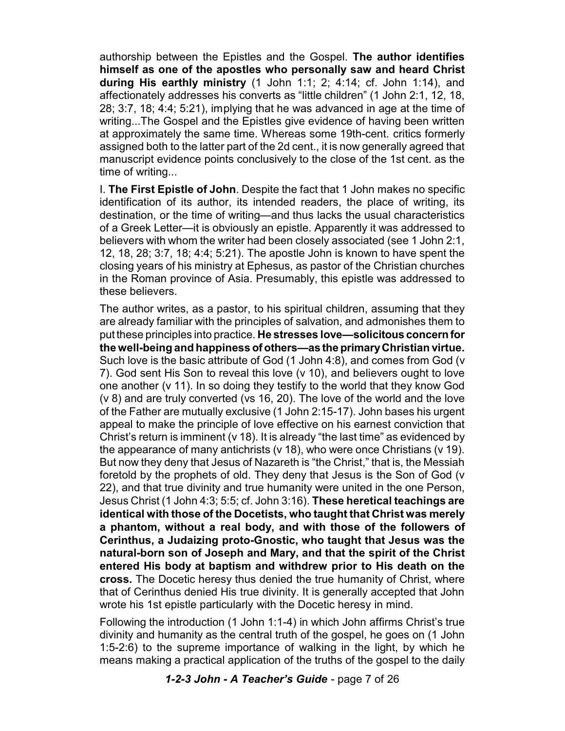authorship between the Epistles and the Gospel. **The author identifies himself as one of the apostles who personally saw and heard Christ during His earthly ministry** (1 John 1:1; 2; 4:14; cf. John 1:14), and affectionately addresses his converts as "little children" (1 John 2:1, 12, 18, 28; 3:7, 18; 4:4; 5:21), implying that he was advanced in age at the time of writing...The Gospel and the Epistles give evidence of having been written at approximately the same time. Whereas some 19th-cent. critics formerly assigned both to the latter part of the 2d cent., it is now generally agreed that manuscript evidence points conclusively to the close of the 1st cent. as the time of writing...

I. **The First Epistle of John**. Despite the fact that 1 John makes no specific identification of its author, its intended readers, the place of writing, its destination, or the time of writing—and thus lacks the usual characteristics of a Greek Letter—it is obviously an epistle. Apparently it was addressed to believers with whom the writer had been closely associated (see 1 John 2:1, 12, 18, 28; 3:7, 18; 4:4; 5:21). The apostle John is known to have spent the closing years of his ministry at Ephesus, as pastor of the Christian churches in the Roman province of Asia. Presumably, this epistle was addressed to these believers.

The author writes, as a pastor, to his spiritual children, assuming that they are already familiar with the principles of salvation, and admonishes them to put these principles into practice. **He stresses love—solicitous concern for the well-being and happiness of others—as the primary Christian virtue.** Such love is the basic attribute of God (1 John 4:8), and comes from God (v 7). God sent His Son to reveal this love (v 10), and believers ought to love one another (v 11). In so doing they testify to the world that they know God (v 8) and are truly converted (vs 16, 20). The love of the world and the love of the Father are mutually exclusive (1 John 2:15-17). John bases his urgent appeal to make the principle of love effective on his earnest conviction that Christ's return is imminent (v 18). It is already "the last time" as evidenced by the appearance of many antichrists (v 18), who were once Christians (v 19). But now they deny that Jesus of Nazareth is "the Christ," that is, the Messiah foretold by the prophets of old. They deny that Jesus is the Son of God (v 22), and that true divinity and true humanity were united in the one Person, Jesus Christ (1 John 4:3; 5:5; cf. John 3:16). **These heretical teachings are identical with those of the Docetists, who taught that Christ was merely a phantom, without a real body, and with those of the followers of Cerinthus, a Judaizing proto-Gnostic, who taught that Jesus was the natural-born son of Joseph and Mary, and that the spirit of the Christ entered His body at baptism and withdrew prior to His death on the cross.** The Docetic heresy thus denied the true humanity of Christ, where that of Cerinthus denied His true divinity. It is generally accepted that John wrote his 1st epistle particularly with the Docetic heresy in mind.

Following the introduction (1 John 1:1-4) in which John affirms Christ's true divinity and humanity as the central truth of the gospel, he goes on (1 John 1:5-2:6) to the supreme importance of walking in the light, by which he means making a practical application of the truths of the gospel to the daily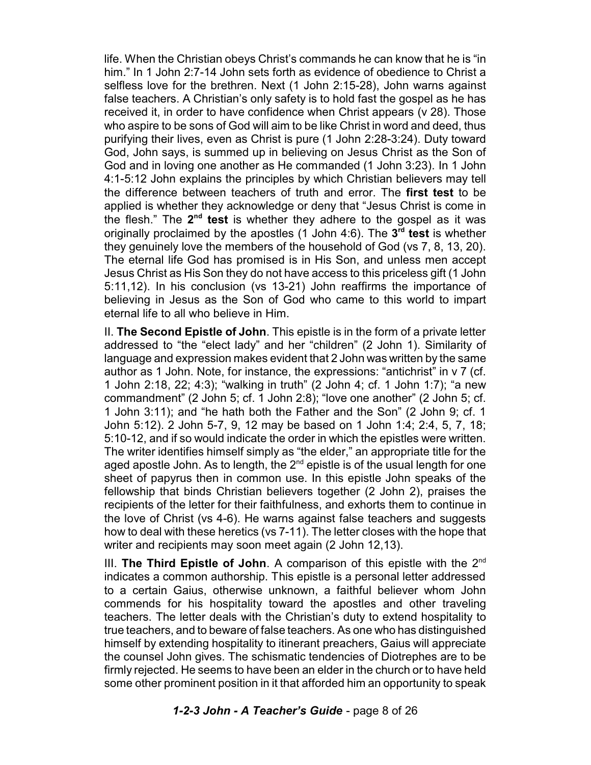life. When the Christian obeys Christ's commands he can know that he is "in him." In 1 John 2:7-14 John sets forth as evidence of obedience to Christ a selfless love for the brethren. Next (1 John 2:15-28), John warns against false teachers. A Christian's only safety is to hold fast the gospel as he has received it, in order to have confidence when Christ appears (v 28). Those who aspire to be sons of God will aim to be like Christ in word and deed, thus purifying their lives, even as Christ is pure (1 John 2:28-3:24). Duty toward God, John says, is summed up in believing on Jesus Christ as the Son of God and in loving one another as He commanded (1 John 3:23). In 1 John 4:1-5:12 John explains the principles by which Christian believers may tell the difference between teachers of truth and error. The **first test** to be applied is whether they acknowledge or deny that "Jesus Christ is come in the flesh." The **2nd test** is whether they adhere to the gospel as it was originally proclaimed by the apostles (1 John 4:6). The **3rd test** is whether they genuinely love the members of the household of God (vs 7, 8, 13, 20). The eternal life God has promised is in His Son, and unless men accept Jesus Christ as His Son they do not have access to this priceless gift (1 John 5:11,12). In his conclusion (vs 13-21) John reaffirms the importance of believing in Jesus as the Son of God who came to this world to impart eternal life to all who believe in Him.

II. **The Second Epistle of John**. This epistle is in the form of a private letter addressed to "the "elect lady" and her "children" (2 John 1). Similarity of language and expression makes evident that 2 John was written by the same author as 1 John. Note, for instance, the expressions: "antichrist" in v 7 (cf. 1 John 2:18, 22; 4:3); "walking in truth" (2 John 4; cf. 1 John 1:7); "a new commandment" (2 John 5; cf. 1 John 2:8); "love one another" (2 John 5; cf. 1 John 3:11); and "he hath both the Father and the Son" (2 John 9; cf. 1 John 5:12). 2 John 5-7, 9, 12 may be based on 1 John 1:4; 2:4, 5, 7, 18; 5:10-12, and if so would indicate the order in which the epistles were written. The writer identifies himself simply as "the elder," an appropriate title for the aged apostle John. As to length, the 2nd epistle is of the usual length for one sheet of papyrus then in common use. In this epistle John speaks of the fellowship that binds Christian believers together (2 John 2), praises the recipients of the letter for their faithfulness, and exhorts them to continue in the love of Christ (vs 4-6). He warns against false teachers and suggests how to deal with these heretics (vs 7-11). The letter closes with the hope that writer and recipients may soon meet again (2 John 12,13).

III. **The Third Epistle of John**. A comparison of this epistle with the 2nd indicates a common authorship. This epistle is a personal letter addressed to a certain Gaius, otherwise unknown, a faithful believer whom John commends for his hospitality toward the apostles and other traveling teachers. The letter deals with the Christian's duty to extend hospitality to true teachers, and to beware of false teachers. As one who has distinguished himself by extending hospitality to itinerant preachers, Gaius will appreciate the counsel John gives. The schismatic tendencies of Diotrephes are to be firmly rejected. He seems to have been an elder in the church or to have held some other prominent position in it that afforded him an opportunity to speak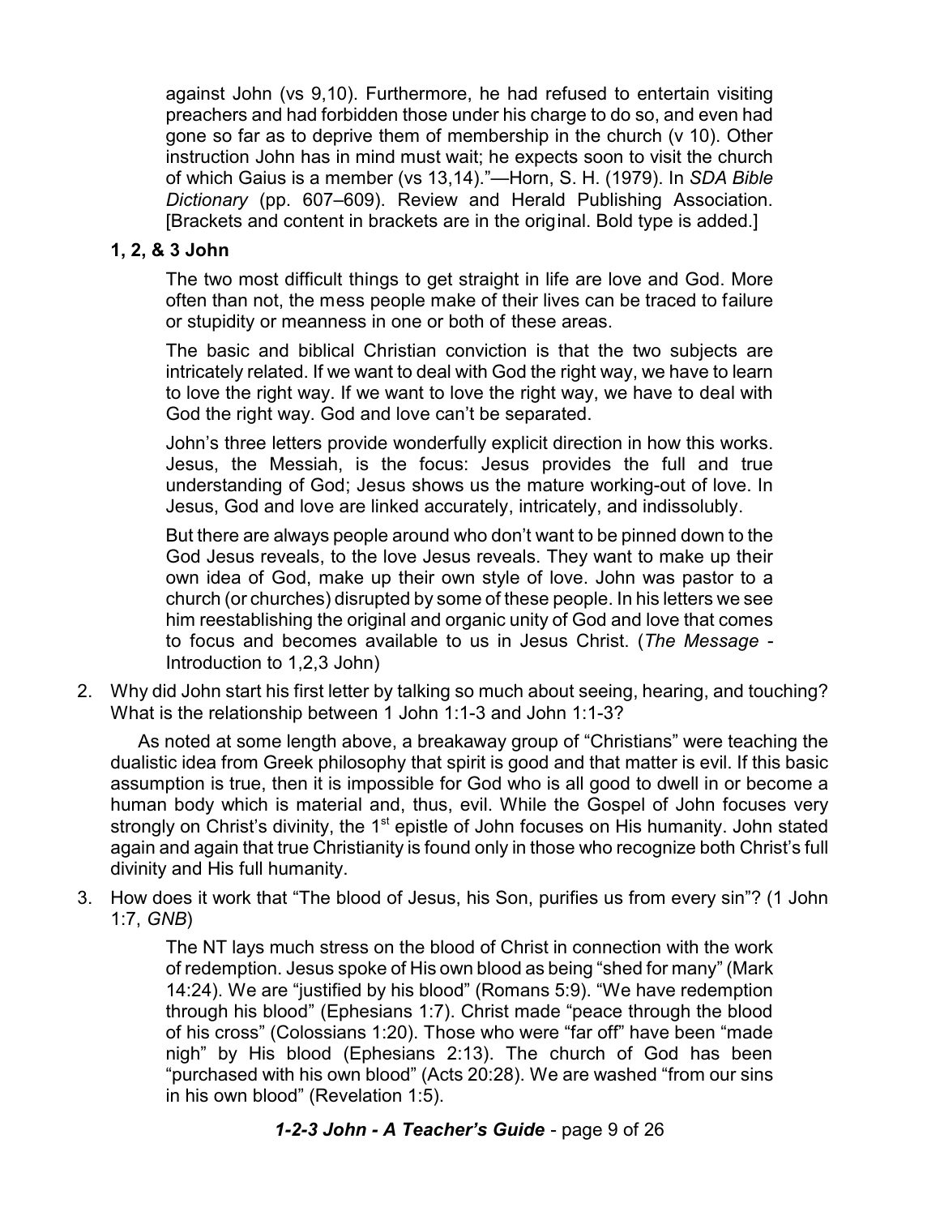against John (vs 9,10). Furthermore, he had refused to entertain visiting preachers and had forbidden those under his charge to do so, and even had gone so far as to deprive them of membership in the church (v 10). Other instruction John has in mind must wait; he expects soon to visit the church of which Gaius is a member (vs 13,14)."—Horn, S. H. (1979). In *SDA Bible Dictionary* (pp. 607–609). Review and Herald Publishing Association. [Brackets and content in brackets are in the original. Bold type is added.]

**1, 2, & 3 John**

> The two most difficult things to get straight in life are love and God. More often than not, the mess people make of their lives can be traced to failure or stupidity or meanness in one or both of these areas.
>
> The basic and biblical Christian conviction is that the two subjects are intricately related. If we want to deal with God the right way, we have to learn to love the right way. If we want to love the right way, we have to deal with God the right way. God and love can't be separated.
>
> John's three letters provide wonderfully explicit direction in how this works. Jesus, the Messiah, is the focus: Jesus provides the full and true understanding of God; Jesus shows us the mature working-out of love. In Jesus, God and love are linked accurately, intricately, and indissolubly.
>
> But there are always people around who don't want to be pinned down to the God Jesus reveals, to the love Jesus reveals. They want to make up their own idea of God, make up their own style of love. John was pastor to a church (or churches) disrupted by some of these people. In his letters we see him reestablishing the original and organic unity of God and love that comes to focus and becomes available to us in Jesus Christ. (*The Message* - Introduction to 1,2,3 John)

2. Why did John start his first letter by talking so much about seeing, hearing, and touching? What is the relationship between 1 John 1:1-3 and John 1:1-3?

As noted at some length above, a breakaway group of "Christians" were teaching the dualistic idea from Greek philosophy that spirit is good and that matter is evil. If this basic assumption is true, then it is impossible for God who is all good to dwell in or become a human body which is material and, thus, evil. While the Gospel of John focuses very strongly on Christ's divinity, the 1st epistle of John focuses on His humanity. John stated again and again that true Christianity is found only in those who recognize both Christ's full divinity and His full humanity.

3. How does it work that "The blood of Jesus, his Son, purifies us from every sin"? (1 John 1:7, *GNB*)

> The NT lays much stress on the blood of Christ in connection with the work of redemption. Jesus spoke of His own blood as being "shed for many" (Mark 14:24). We are "justified by his blood" (Romans 5:9). "We have redemption through his blood" (Ephesians 1:7). Christ made "peace through the blood of his cross" (Colossians 1:20). Those who were "far off" have been "made nigh" by His blood (Ephesians 2:13). The church of God has been "purchased with his own blood" (Acts 20:28). We are washed "from our sins in his own blood" (Revelation 1:5).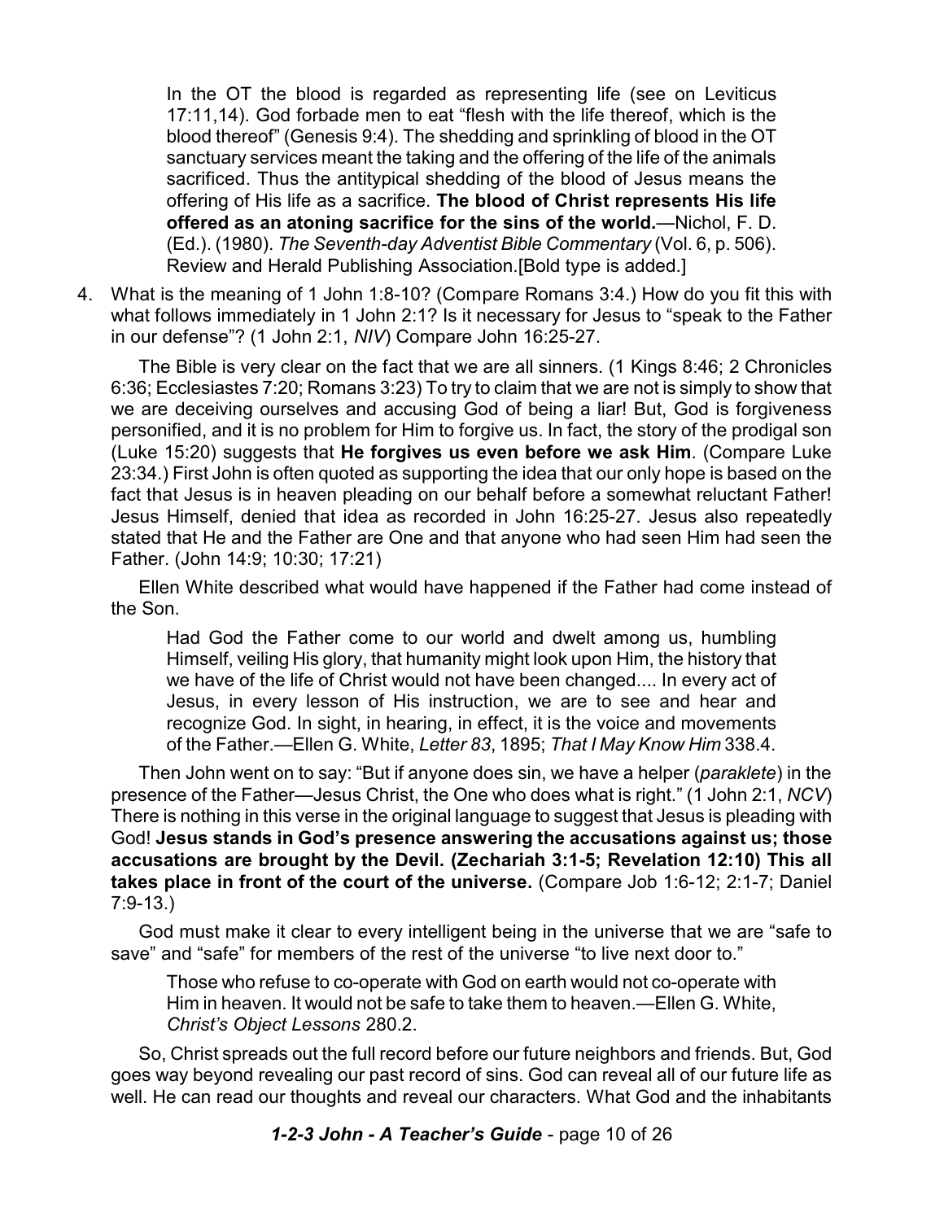> In the OT the blood is regarded as representing life (see on Leviticus 17:11,14). God forbade men to eat "flesh with the life thereof, which is the blood thereof" (Genesis 9:4). The shedding and sprinkling of blood in the OT sanctuary services meant the taking and the offering of the life of the animals sacrificed. Thus the antitypical shedding of the blood of Jesus means the offering of His life as a sacrifice. **The blood of Christ represents His life offered as an atoning sacrifice for the sins of the world.**—Nichol, F. D. (Ed.). (1980). *The Seventh-day Adventist Bible Commentary* (Vol. 6, p. 506). Review and Herald Publishing Association.[Bold type is added.]

4. What is the meaning of 1 John 1:8-10? (Compare Romans 3:4.) How do you fit this with what follows immediately in 1 John 2:1? Is it necessary for Jesus to "speak to the Father in our defense"? (1 John 2:1, *NIV*) Compare John 16:25-27.

The Bible is very clear on the fact that we are all sinners. (1 Kings 8:46; 2 Chronicles 6:36; Ecclesiastes 7:20; Romans 3:23) To try to claim that we are not is simply to show that we are deceiving ourselves and accusing God of being a liar! But, God is forgiveness personified, and it is no problem for Him to forgive us. In fact, the story of the prodigal son (Luke 15:20) suggests that **He forgives us even before we ask Him**. (Compare Luke 23:34.) First John is often quoted as supporting the idea that our only hope is based on the fact that Jesus is in heaven pleading on our behalf before a somewhat reluctant Father! Jesus Himself, denied that idea as recorded in John 16:25-27. Jesus also repeatedly stated that He and the Father are One and that anyone who had seen Him had seen the Father. (John 14:9; 10:30; 17:21)

Ellen White described what would have happened if the Father had come instead of the Son.

> Had God the Father come to our world and dwelt among us, humbling Himself, veiling His glory, that humanity might look upon Him, the history that we have of the life of Christ would not have been changed.... In every act of Jesus, in every lesson of His instruction, we are to see and hear and recognize God. In sight, in hearing, in effect, it is the voice and movements of the Father.—Ellen G. White, *Letter 83*, 1895; *That I May Know Him* 338.4.

Then John went on to say: "But if anyone does sin, we have a helper (*paraklete*) in the presence of the Father—Jesus Christ, the One who does what is right." (1 John 2:1, *NCV*) There is nothing in this verse in the original language to suggest that Jesus is pleading with God! **Jesus stands in God's presence answering the accusations against us; those accusations are brought by the Devil. (Zechariah 3:1-5; Revelation 12:10) This all takes place in front of the court of the universe.** (Compare Job 1:6-12; 2:1-7; Daniel 7:9-13.)

God must make it clear to every intelligent being in the universe that we are "safe to save" and "safe" for members of the rest of the universe "to live next door to."

> Those who refuse to co-operate with God on earth would not co-operate with Him in heaven. It would not be safe to take them to heaven.—Ellen G. White, *Christ's Object Lessons* 280.2.

So, Christ spreads out the full record before our future neighbors and friends. But, God goes way beyond revealing our past record of sins. God can reveal all of our future life as well. He can read our thoughts and reveal our characters. What God and the inhabitants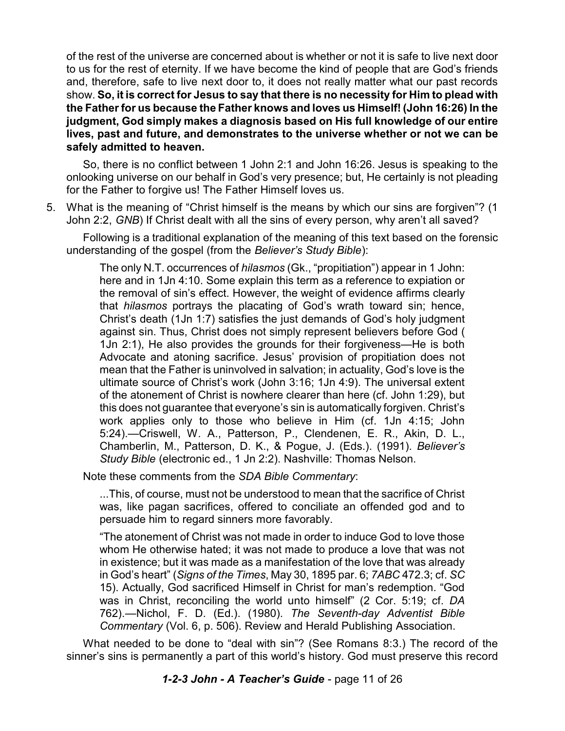of the rest of the universe are concerned about is whether or not it is safe to live next door to us for the rest of eternity. If we have become the kind of people that are God's friends and, therefore, safe to live next door to, it does not really matter what our past records show. **So, it is correct for Jesus to say that there is no necessity for Him to plead with the Father for us because the Father knows and loves us Himself! (John 16:26) In the judgment, God simply makes a diagnosis based on His full knowledge of our entire lives, past and future, and demonstrates to the universe whether or not we can be safely admitted to heaven.**

So, there is no conflict between 1 John 2:1 and John 16:26. Jesus is speaking to the onlooking universe on our behalf in God's very presence; but, He certainly is not pleading for the Father to forgive us! The Father Himself loves us.

5. What is the meaning of "Christ himself is the means by which our sins are forgiven"? (1 John 2:2, *GNB*) If Christ dealt with all the sins of every person, why aren't all saved?

Following is a traditional explanation of the meaning of this text based on the forensic understanding of the gospel (from the *Believer's Study Bible*):

> The only N.T. occurrences of *hilasmos* (Gk., "propitiation") appear in 1 John: here and in 1Jn 4:10. Some explain this term as a reference to expiation or the removal of sin's effect. However, the weight of evidence affirms clearly that *hilasmos* portrays the placating of God's wrath toward sin; hence, Christ's death (1Jn 1:7) satisfies the just demands of God's holy judgment against sin. Thus, Christ does not simply represent believers before God ( 1Jn 2:1), He also provides the grounds for their forgiveness—He is both Advocate and atoning sacrifice. Jesus' provision of propitiation does not mean that the Father is uninvolved in salvation; in actuality, God's love is the ultimate source of Christ's work (John 3:16; 1Jn 4:9). The universal extent of the atonement of Christ is nowhere clearer than here (cf. John 1:29), but this does not guarantee that everyone's sin is automatically forgiven. Christ's work applies only to those who believe in Him (cf. 1Jn 4:15; John 5:24).—Criswell, W. A., Patterson, P., Clendenen, E. R., Akin, D. L., Chamberlin, M., Patterson, D. K., & Pogue, J. (Eds.). (1991). *Believer's Study Bible* (electronic ed., 1 Jn 2:2). Nashville: Thomas Nelson.

Note these comments from the *SDA Bible Commentary*:

> ...This, of course, must not be understood to mean that the sacrifice of Christ was, like pagan sacrifices, offered to conciliate an offended god and to persuade him to regard sinners more favorably.
>
> "The atonement of Christ was not made in order to induce God to love those whom He otherwise hated; it was not made to produce a love that was not in existence; but it was made as a manifestation of the love that was already in God's heart" (*Signs of the Times*, May 30, 1895 par. 6; *7ABC* 472.3; cf. *SC* 15). Actually, God sacrificed Himself in Christ for man's redemption. "God was in Christ, reconciling the world unto himself" (2 Cor. 5:19; cf. *DA* 762).—Nichol, F. D. (Ed.). (1980). *The Seventh-day Adventist Bible Commentary* (Vol. 6, p. 506). Review and Herald Publishing Association.

What needed to be done to "deal with sin"? (See Romans 8:3.) The record of the sinner's sins is permanently a part of this world's history. God must preserve this record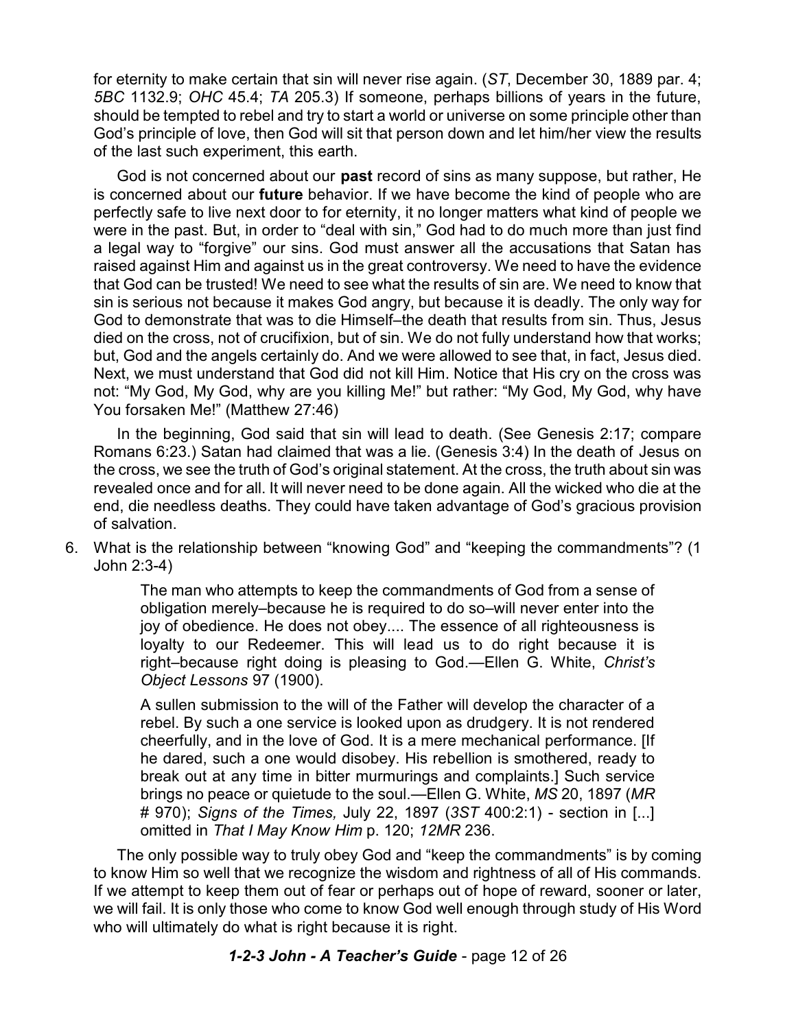for eternity to make certain that sin will never rise again. (*ST*, December 30, 1889 par. 4; *5BC* 1132.9; *OHC* 45.4; *TA* 205.3) If someone, perhaps billions of years in the future, should be tempted to rebel and try to start a world or universe on some principle other than God's principle of love, then God will sit that person down and let him/her view the results of the last such experiment, this earth.

God is not concerned about our **past** record of sins as many suppose, but rather, He is concerned about our **future** behavior. If we have become the kind of people who are perfectly safe to live next door to for eternity, it no longer matters what kind of people we were in the past. But, in order to "deal with sin," God had to do much more than just find a legal way to "forgive" our sins. God must answer all the accusations that Satan has raised against Him and against us in the great controversy. We need to have the evidence that God can be trusted! We need to see what the results of sin are. We need to know that sin is serious not because it makes God angry, but because it is deadly. The only way for God to demonstrate that was to die Himself–the death that results from sin. Thus, Jesus died on the cross, not of crucifixion, but of sin. We do not fully understand how that works; but, God and the angels certainly do. And we were allowed to see that, in fact, Jesus died. Next, we must understand that God did not kill Him. Notice that His cry on the cross was not: "My God, My God, why are you killing Me!" but rather: "My God, My God, why have You forsaken Me!" (Matthew 27:46)

In the beginning, God said that sin will lead to death. (See Genesis 2:17; compare Romans 6:23.) Satan had claimed that was a lie. (Genesis 3:4) In the death of Jesus on the cross, we see the truth of God's original statement. At the cross, the truth about sin was revealed once and for all. It will never need to be done again. All the wicked who die at the end, die needless deaths. They could have taken advantage of God's gracious provision of salvation.

6. What is the relationship between "knowing God" and "keeping the commandments"? (1 John 2:3-4)

> The man who attempts to keep the commandments of God from a sense of obligation merely–because he is required to do so–will never enter into the joy of obedience. He does not obey.... The essence of all righteousness is loyalty to our Redeemer. This will lead us to do right because it is right–because right doing is pleasing to God.—Ellen G. White, *Christ's Object Lessons* 97 (1900).

> A sullen submission to the will of the Father will develop the character of a rebel. By such a one service is looked upon as drudgery. It is not rendered cheerfully, and in the love of God. It is a mere mechanical performance. [If he dared, such a one would disobey. His rebellion is smothered, ready to break out at any time in bitter murmurings and complaints.] Such service brings no peace or quietude to the soul.—Ellen G. White, *MS* 20, 1897 (*MR* # 970); *Signs of the Times,* July 22, 1897 (*3ST* 400:2:1) - section in [...] omitted in *That I May Know Him* p. 120; *12MR* 236.

The only possible way to truly obey God and "keep the commandments" is by coming to know Him so well that we recognize the wisdom and rightness of all of His commands. If we attempt to keep them out of fear or perhaps out of hope of reward, sooner or later, we will fail. It is only those who come to know God well enough through study of His Word who will ultimately do what is right because it is right.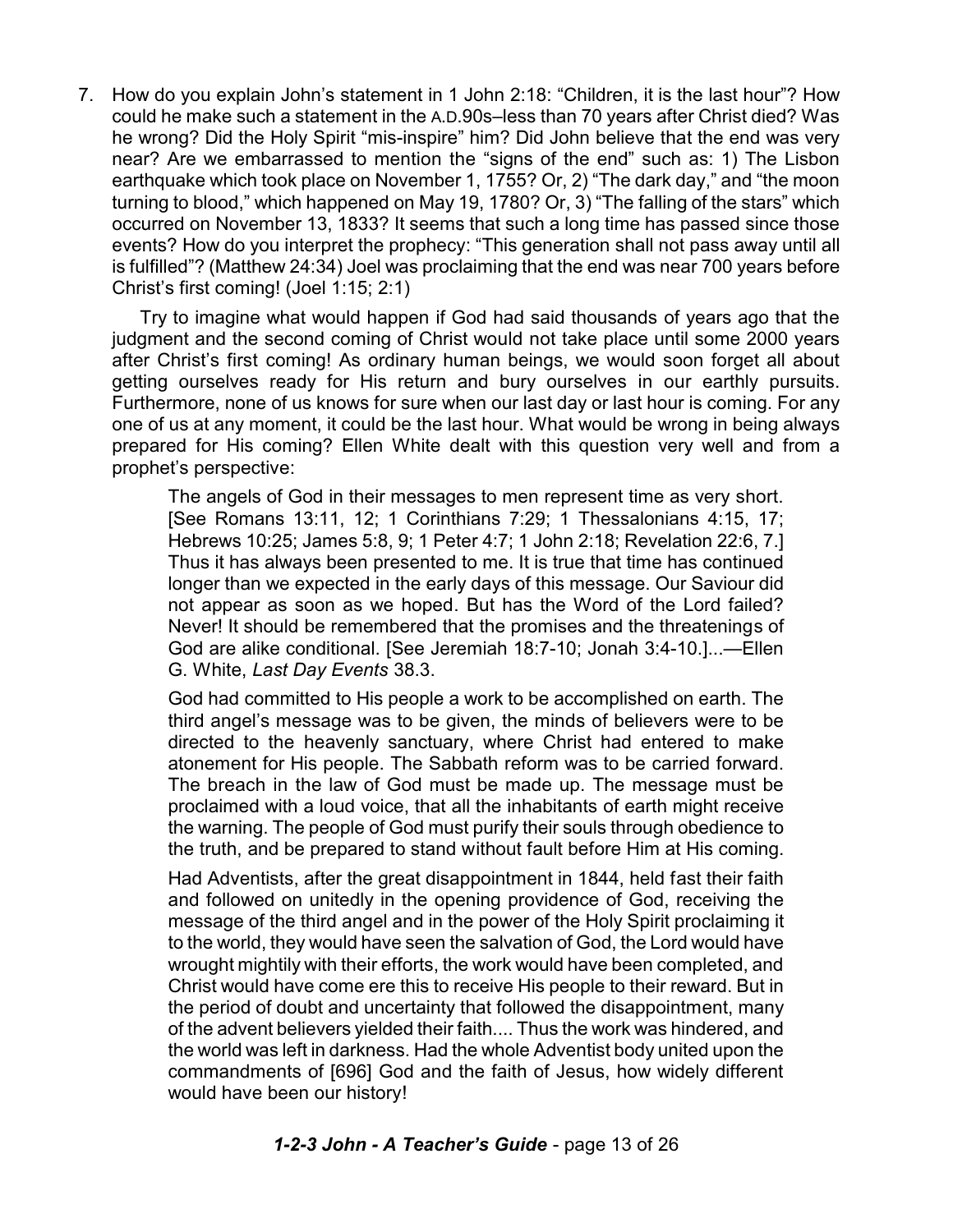7. How do you explain John's statement in 1 John 2:18: "Children, it is the last hour"? How could he make such a statement in the A.D.90s–less than 70 years after Christ died? Was he wrong? Did the Holy Spirit "mis-inspire" him? Did John believe that the end was very near? Are we embarrassed to mention the "signs of the end" such as: 1) The Lisbon earthquake which took place on November 1, 1755? Or, 2) "The dark day," and "the moon turning to blood," which happened on May 19, 1780? Or, 3) "The falling of the stars" which occurred on November 13, 1833? It seems that such a long time has passed since those events? How do you interpret the prophecy: "This generation shall not pass away until all is fulfilled"? (Matthew 24:34) Joel was proclaiming that the end was near 700 years before Christ's first coming! (Joel 1:15; 2:1)

Try to imagine what would happen if God had said thousands of years ago that the judgment and the second coming of Christ would not take place until some 2000 years after Christ's first coming! As ordinary human beings, we would soon forget all about getting ourselves ready for His return and bury ourselves in our earthly pursuits. Furthermore, none of us knows for sure when our last day or last hour is coming. For any one of us at any moment, it could be the last hour. What would be wrong in being always prepared for His coming? Ellen White dealt with this question very well and from a prophet's perspective:

> The angels of God in their messages to men represent time as very short. [See Romans 13:11, 12; 1 Corinthians 7:29; 1 Thessalonians 4:15, 17; Hebrews 10:25; James 5:8, 9; 1 Peter 4:7; 1 John 2:18; Revelation 22:6, 7.] Thus it has always been presented to me. It is true that time has continued longer than we expected in the early days of this message. Our Saviour did not appear as soon as we hoped. But has the Word of the Lord failed? Never! It should be remembered that the promises and the threatenings of God are alike conditional. [See Jeremiah 18:7-10; Jonah 3:4-10.]...—Ellen G. White, *Last Day Events* 38.3.
>
> God had committed to His people a work to be accomplished on earth. The third angel's message was to be given, the minds of believers were to be directed to the heavenly sanctuary, where Christ had entered to make atonement for His people. The Sabbath reform was to be carried forward. The breach in the law of God must be made up. The message must be proclaimed with a loud voice, that all the inhabitants of earth might receive the warning. The people of God must purify their souls through obedience to the truth, and be prepared to stand without fault before Him at His coming.
>
> Had Adventists, after the great disappointment in 1844, held fast their faith and followed on unitedly in the opening providence of God, receiving the message of the third angel and in the power of the Holy Spirit proclaiming it to the world, they would have seen the salvation of God, the Lord would have wrought mightily with their efforts, the work would have been completed, and Christ would have come ere this to receive His people to their reward. But in the period of doubt and uncertainty that followed the disappointment, many of the advent believers yielded their faith.... Thus the work was hindered, and the world was left in darkness. Had the whole Adventist body united upon the commandments of [696] God and the faith of Jesus, how widely different would have been our history!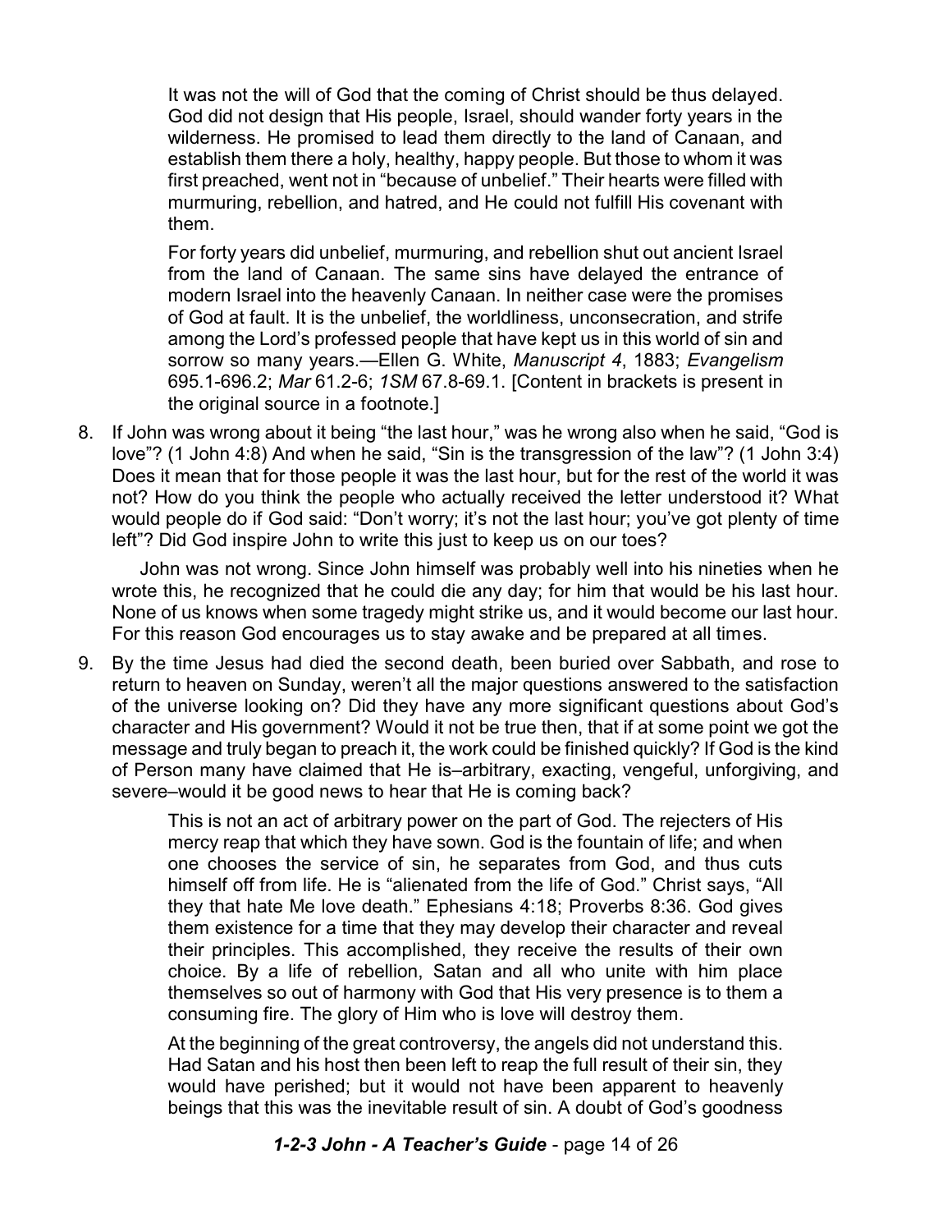> It was not the will of God that the coming of Christ should be thus delayed. God did not design that His people, Israel, should wander forty years in the wilderness. He promised to lead them directly to the land of Canaan, and establish them there a holy, healthy, happy people. But those to whom it was first preached, went not in "because of unbelief." Their hearts were filled with murmuring, rebellion, and hatred, and He could not fulfill His covenant with them.
>
> For forty years did unbelief, murmuring, and rebellion shut out ancient Israel from the land of Canaan. The same sins have delayed the entrance of modern Israel into the heavenly Canaan. In neither case were the promises of God at fault. It is the unbelief, the worldliness, unconsecration, and strife among the Lord's professed people that have kept us in this world of sin and sorrow so many years.—Ellen G. White, *Manuscript 4*, 1883; *Evangelism* 695.1-696.2; *Mar* 61.2-6; *1SM* 67.8-69.1. [Content in brackets is present in the original source in a footnote.]

8. If John was wrong about it being "the last hour," was he wrong also when he said, "God is love"? (1 John 4:8) And when he said, "Sin is the transgression of the law"? (1 John 3:4) Does it mean that for those people it was the last hour, but for the rest of the world it was not? How do you think the people who actually received the letter understood it? What would people do if God said: "Don't worry; it's not the last hour; you've got plenty of time left"? Did God inspire John to write this just to keep us on our toes?

   John was not wrong. Since John himself was probably well into his nineties when he wrote this, he recognized that he could die any day; for him that would be his last hour. None of us knows when some tragedy might strike us, and it would become our last hour. For this reason God encourages us to stay awake and be prepared at all times.

9. By the time Jesus had died the second death, been buried over Sabbath, and rose to return to heaven on Sunday, weren't all the major questions answered to the satisfaction of the universe looking on? Did they have any more significant questions about God's character and His government? Would it not be true then, that if at some point we got the message and truly began to preach it, the work could be finished quickly? If God is the kind of Person many have claimed that He is–arbitrary, exacting, vengeful, unforgiving, and severe–would it be good news to hear that He is coming back?

   > This is not an act of arbitrary power on the part of God. The rejecters of His mercy reap that which they have sown. God is the fountain of life; and when one chooses the service of sin, he separates from God, and thus cuts himself off from life. He is "alienated from the life of God." Christ says, "All they that hate Me love death." Ephesians 4:18; Proverbs 8:36. God gives them existence for a time that they may develop their character and reveal their principles. This accomplished, they receive the results of their own choice. By a life of rebellion, Satan and all who unite with him place themselves so out of harmony with God that His very presence is to them a consuming fire. The glory of Him who is love will destroy them.
   >
   > At the beginning of the great controversy, the angels did not understand this. Had Satan and his host then been left to reap the full result of their sin, they would have perished; but it would not have been apparent to heavenly beings that this was the inevitable result of sin. A doubt of God's goodness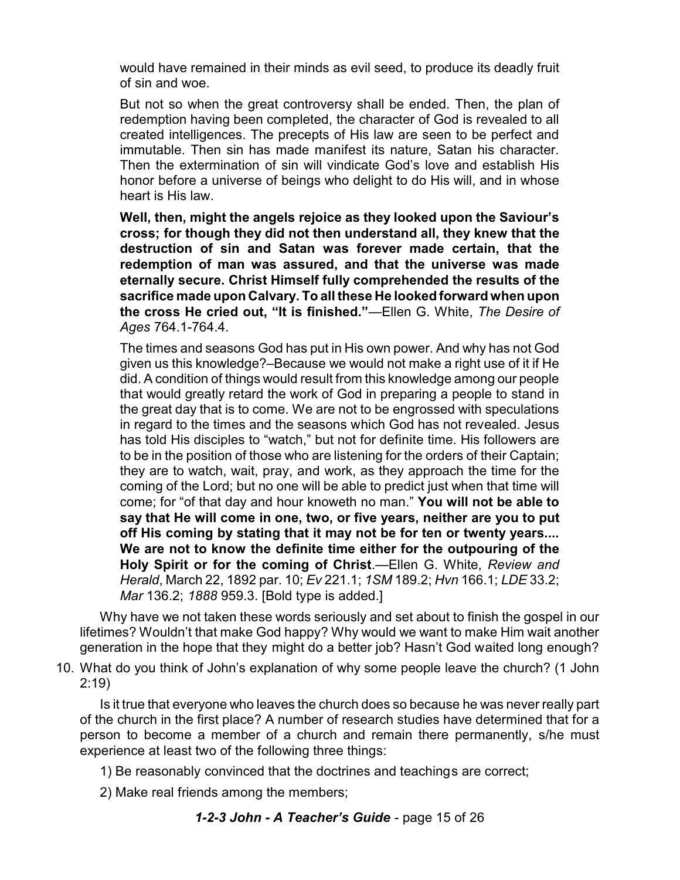would have remained in their minds as evil seed, to produce its deadly fruit of sin and woe.

> But not so when the great controversy shall be ended. Then, the plan of redemption having been completed, the character of God is revealed to all created intelligences. The precepts of His law are seen to be perfect and immutable. Then sin has made manifest its nature, Satan his character. Then the extermination of sin will vindicate God's love and establish His honor before a universe of beings who delight to do His will, and in whose heart is His law.
>
> **Well, then, might the angels rejoice as they looked upon the Saviour's cross; for though they did not then understand all, they knew that the destruction of sin and Satan was forever made certain, that the redemption of man was assured, and that the universe was made eternally secure. Christ Himself fully comprehended the results of the sacrifice made upon Calvary. To all these He looked forward when upon the cross He cried out, "It is finished."**—Ellen G. White, *The Desire of Ages* 764.1-764.4.
>
> The times and seasons God has put in His own power. And why has not God given us this knowledge?–Because we would not make a right use of it if He did. A condition of things would result from this knowledge among our people that would greatly retard the work of God in preparing a people to stand in the great day that is to come. We are not to be engrossed with speculations in regard to the times and the seasons which God has not revealed. Jesus has told His disciples to "watch," but not for definite time. His followers are to be in the position of those who are listening for the orders of their Captain; they are to watch, wait, pray, and work, as they approach the time for the coming of the Lord; but no one will be able to predict just when that time will come; for "of that day and hour knoweth no man." **You will not be able to say that He will come in one, two, or five years, neither are you to put off His coming by stating that it may not be for ten or twenty years.... We are not to know the definite time either for the outpouring of the Holy Spirit or for the coming of Christ**.—Ellen G. White, *Review and Herald*, March 22, 1892 par. 10; *Ev* 221.1; *1SM* 189.2; *Hvn* 166.1; *LDE* 33.2; *Mar* 136.2; *1888* 959.3. [Bold type is added.]

Why have we not taken these words seriously and set about to finish the gospel in our lifetimes? Wouldn't that make God happy? Why would we want to make Him wait another generation in the hope that they might do a better job? Hasn't God waited long enough?

10. What do you think of John's explanation of why some people leave the church? (1 John 2:19)

Is it true that everyone who leaves the church does so because he was never really part of the church in the first place? A number of research studies have determined that for a person to become a member of a church and remain there permanently, s/he must experience at least two of the following three things:

1) Be reasonably convinced that the doctrines and teachings are correct;

2) Make real friends among the members;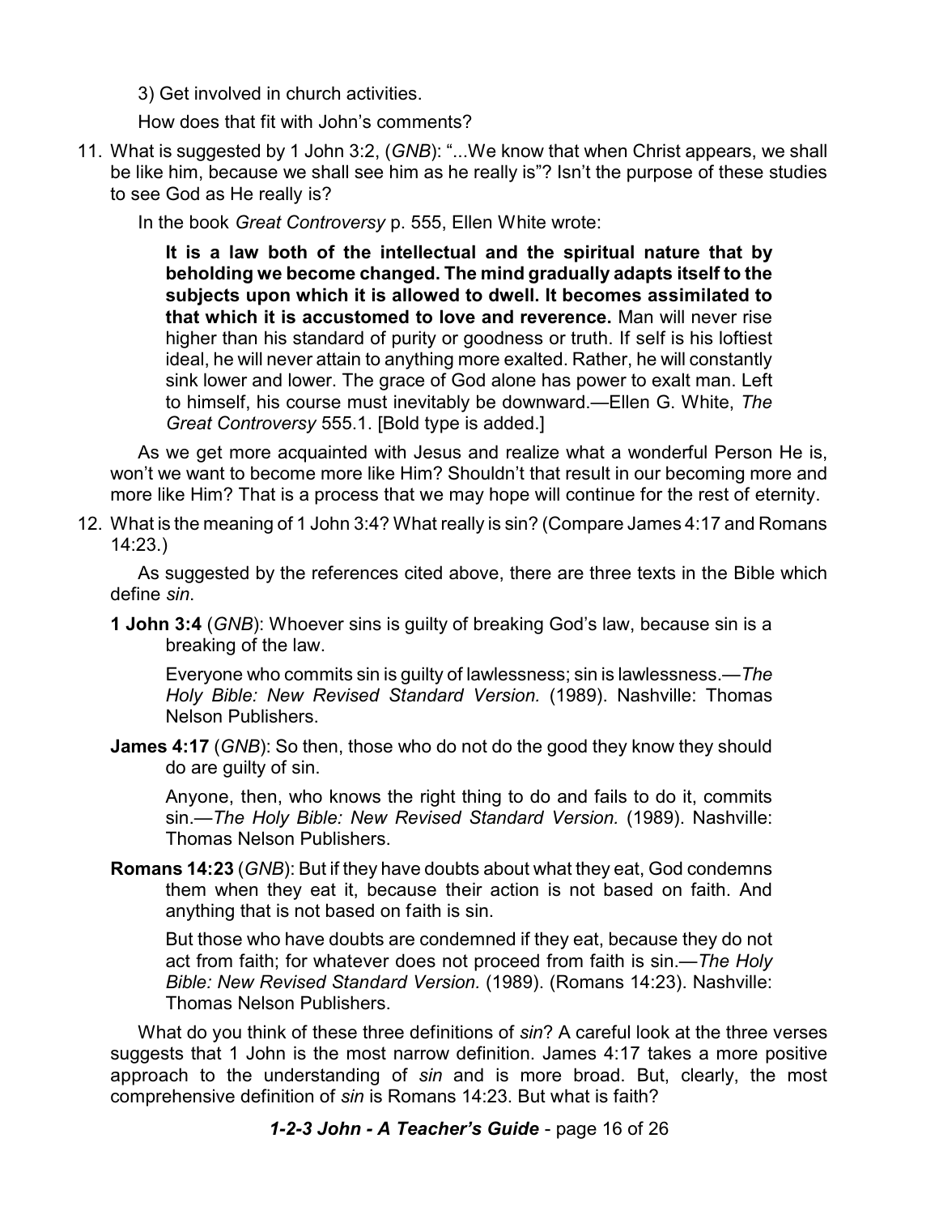3) Get involved in church activities.

How does that fit with John's comments?

11. What is suggested by 1 John 3:2, (*GNB*): "...We know that when Christ appears, we shall be like him, because we shall see him as he really is"? Isn't the purpose of these studies to see God as He really is?

    In the book *Great Controversy* p. 555, Ellen White wrote:

    > **It is a law both of the intellectual and the spiritual nature that by beholding we become changed. The mind gradually adapts itself to the subjects upon which it is allowed to dwell. It becomes assimilated to that which it is accustomed to love and reverence.** Man will never rise higher than his standard of purity or goodness or truth. If self is his loftiest ideal, he will never attain to anything more exalted. Rather, he will constantly sink lower and lower. The grace of God alone has power to exalt man. Left to himself, his course must inevitably be downward.—Ellen G. White, *The Great Controversy* 555.1. [Bold type is added.]

    As we get more acquainted with Jesus and realize what a wonderful Person He is, won't we want to become more like Him? Shouldn't that result in our becoming more and more like Him? That is a process that we may hope will continue for the rest of eternity.

12. What is the meaning of 1 John 3:4? What really is sin? (Compare James 4:17 and Romans 14:23.)

    As suggested by the references cited above, there are three texts in the Bible which define *sin*.

    **1 John 3:4** (*GNB*): Whoever sins is guilty of breaking God's law, because sin is a breaking of the law.

    > Everyone who commits sin is guilty of lawlessness; sin is lawlessness.—*The Holy Bible: New Revised Standard Version.* (1989). Nashville: Thomas Nelson Publishers.

    **James 4:17** (*GNB*): So then, those who do not do the good they know they should do are guilty of sin.

    > Anyone, then, who knows the right thing to do and fails to do it, commits sin.—*The Holy Bible: New Revised Standard Version.* (1989). Nashville: Thomas Nelson Publishers.

    **Romans 14:23** (*GNB*): But if they have doubts about what they eat, God condemns them when they eat it, because their action is not based on faith. And anything that is not based on faith is sin.

    > But those who have doubts are condemned if they eat, because they do not act from faith; for whatever does not proceed from faith is sin.—*The Holy Bible: New Revised Standard Version.* (1989). (Romans 14:23). Nashville: Thomas Nelson Publishers.

    What do you think of these three definitions of *sin*? A careful look at the three verses suggests that 1 John is the most narrow definition. James 4:17 takes a more positive approach to the understanding of *sin* and is more broad. But, clearly, the most comprehensive definition of *sin* is Romans 14:23. But what is faith?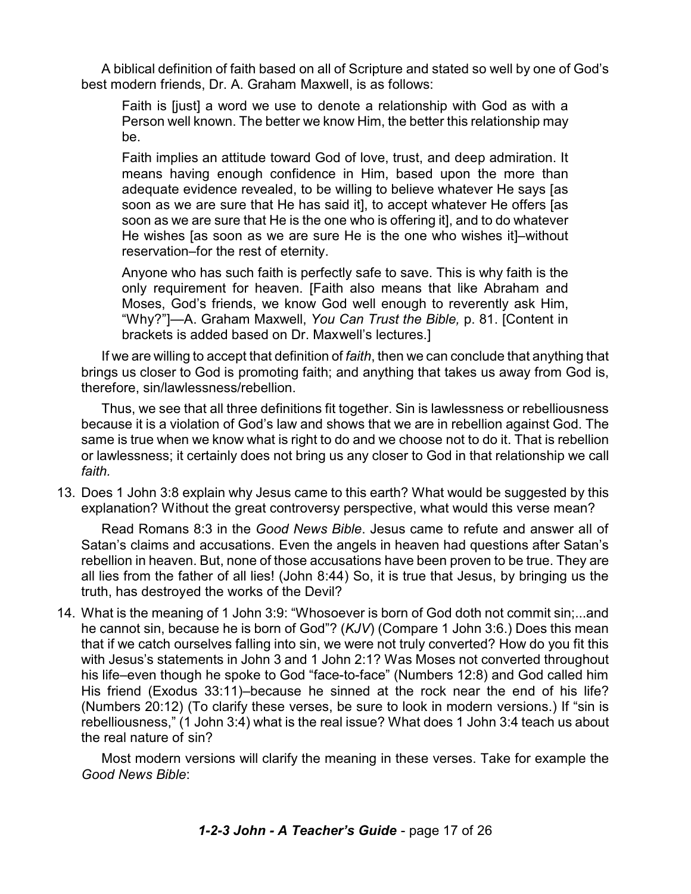A biblical definition of faith based on all of Scripture and stated so well by one of God's best modern friends, Dr. A. Graham Maxwell, is as follows:

> Faith is [just] a word we use to denote a relationship with God as with a Person well known. The better we know Him, the better this relationship may be.
>
> Faith implies an attitude toward God of love, trust, and deep admiration. It means having enough confidence in Him, based upon the more than adequate evidence revealed, to be willing to believe whatever He says [as soon as we are sure that He has said it], to accept whatever He offers [as soon as we are sure that He is the one who is offering it], and to do whatever He wishes [as soon as we are sure He is the one who wishes it]–without reservation–for the rest of eternity.
>
> Anyone who has such faith is perfectly safe to save. This is why faith is the only requirement for heaven. [Faith also means that like Abraham and Moses, God's friends, we know God well enough to reverently ask Him, "Why?"]—A. Graham Maxwell, *You Can Trust the Bible,* p. 81. [Content in brackets is added based on Dr. Maxwell's lectures.]

If we are willing to accept that definition of *faith*, then we can conclude that anything that brings us closer to God is promoting faith; and anything that takes us away from God is, therefore, sin/lawlessness/rebellion.

Thus, we see that all three definitions fit together. Sin is lawlessness or rebelliousness because it is a violation of God's law and shows that we are in rebellion against God. The same is true when we know what is right to do and we choose not to do it. That is rebellion or lawlessness; it certainly does not bring us any closer to God in that relationship we call *faith.*

13. Does 1 John 3:8 explain why Jesus came to this earth? What would be suggested by this explanation? Without the great controversy perspective, what would this verse mean?

    Read Romans 8:3 in the *Good News Bible*. Jesus came to refute and answer all of Satan's claims and accusations. Even the angels in heaven had questions after Satan's rebellion in heaven. But, none of those accusations have been proven to be true. They are all lies from the father of all lies! (John 8:44) So, it is true that Jesus, by bringing us the truth, has destroyed the works of the Devil?

14. What is the meaning of 1 John 3:9: "Whosoever is born of God doth not commit sin;...and he cannot sin, because he is born of God"? (*KJV*) (Compare 1 John 3:6.) Does this mean that if we catch ourselves falling into sin, we were not truly converted? How do you fit this with Jesus's statements in John 3 and 1 John 2:1? Was Moses not converted throughout his life–even though he spoke to God "face-to-face" (Numbers 12:8) and God called him His friend (Exodus 33:11)–because he sinned at the rock near the end of his life? (Numbers 20:12) (To clarify these verses, be sure to look in modern versions.) If "sin is rebelliousness," (1 John 3:4) what is the real issue? What does 1 John 3:4 teach us about the real nature of sin?

    Most modern versions will clarify the meaning in these verses. Take for example the *Good News Bible*: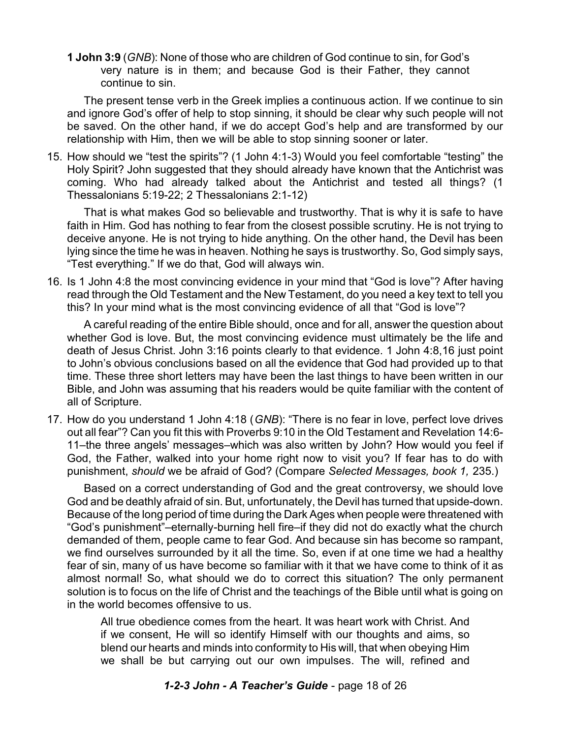**1 John 3:9** (*GNB*): None of those who are children of God continue to sin, for God's very nature is in them; and because God is their Father, they cannot continue to sin.

The present tense verb in the Greek implies a continuous action. If we continue to sin and ignore God's offer of help to stop sinning, it should be clear why such people will not be saved. On the other hand, if we do accept God's help and are transformed by our relationship with Him, then we will be able to stop sinning sooner or later.

15. How should we "test the spirits"? (1 John 4:1-3) Would you feel comfortable "testing" the Holy Spirit? John suggested that they should already have known that the Antichrist was coming. Who had already talked about the Antichrist and tested all things? (1 Thessalonians 5:19-22; 2 Thessalonians 2:1-12)

    That is what makes God so believable and trustworthy. That is why it is safe to have faith in Him. God has nothing to fear from the closest possible scrutiny. He is not trying to deceive anyone. He is not trying to hide anything. On the other hand, the Devil has been lying since the time he was in heaven. Nothing he says is trustworthy. So, God simply says, "Test everything." If we do that, God will always win.

16. Is 1 John 4:8 the most convincing evidence in your mind that "God is love"? After having read through the Old Testament and the New Testament, do you need a key text to tell you this? In your mind what is the most convincing evidence of all that "God is love"?

    A careful reading of the entire Bible should, once and for all, answer the question about whether God is love. But, the most convincing evidence must ultimately be the life and death of Jesus Christ. John 3:16 points clearly to that evidence. 1 John 4:8,16 just point to John's obvious conclusions based on all the evidence that God had provided up to that time. These three short letters may have been the last things to have been written in our Bible, and John was assuming that his readers would be quite familiar with the content of all of Scripture.

17. How do you understand 1 John 4:18 (*GNB*): "There is no fear in love, perfect love drives out all fear"? Can you fit this with Proverbs 9:10 in the Old Testament and Revelation 14:6-11–the three angels' messages–which was also written by John? How would you feel if God, the Father, walked into your home right now to visit you? If fear has to do with punishment, *should* we be afraid of God? (Compare *Selected Messages, book 1,* 235.)

    Based on a correct understanding of God and the great controversy, we should love God and be deathly afraid of sin. But, unfortunately, the Devil has turned that upside-down. Because of the long period of time during the Dark Ages when people were threatened with "God's punishment"–eternally-burning hell fire–if they did not do exactly what the church demanded of them, people came to fear God. And because sin has become so rampant, we find ourselves surrounded by it all the time. So, even if at one time we had a healthy fear of sin, many of us have become so familiar with it that we have come to think of it as almost normal! So, what should we do to correct this situation? The only permanent solution is to focus on the life of Christ and the teachings of the Bible until what is going on in the world becomes offensive to us.

    > All true obedience comes from the heart. It was heart work with Christ. And if we consent, He will so identify Himself with our thoughts and aims, so blend our hearts and minds into conformity to His will, that when obeying Him we shall be but carrying out our own impulses. The will, refined and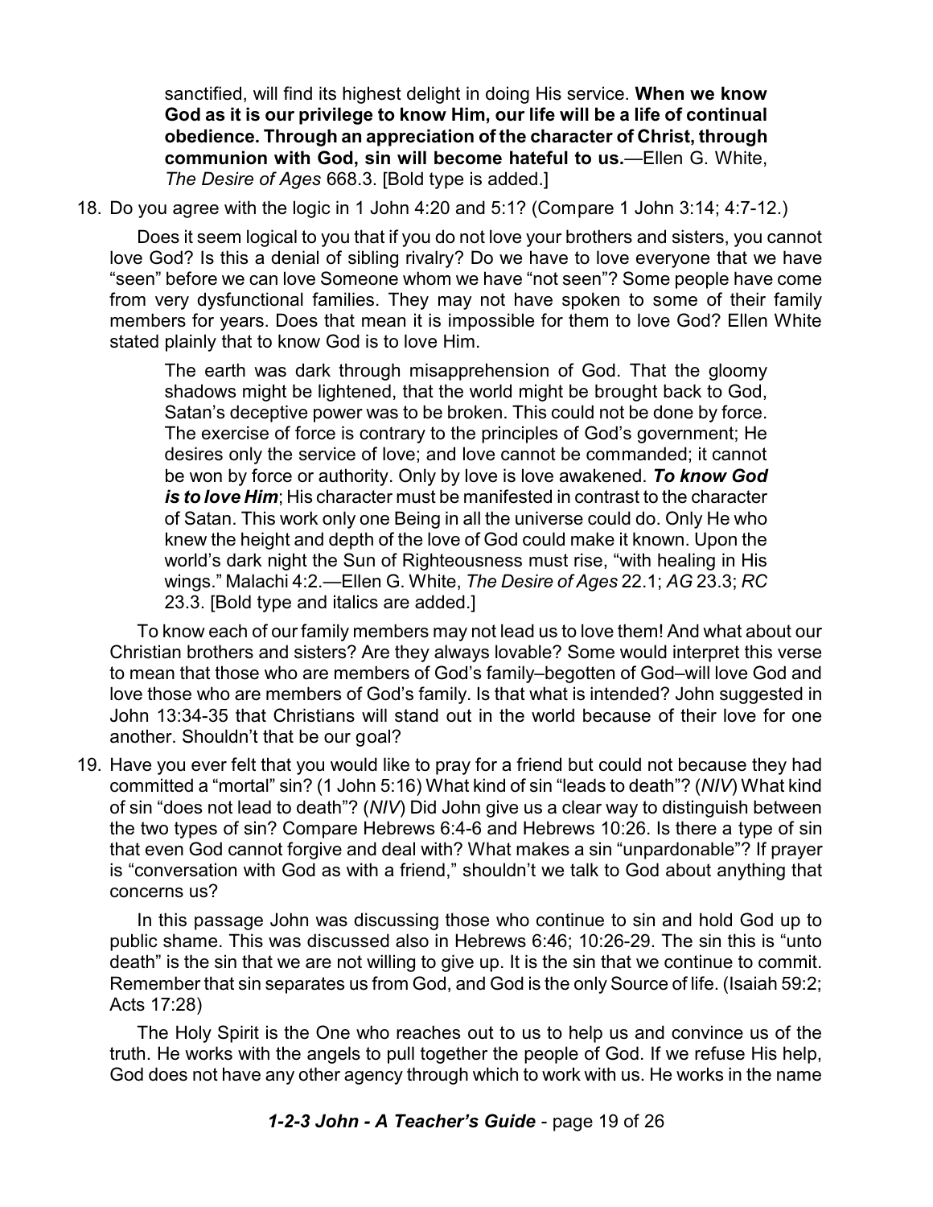> sanctified, will find its highest delight in doing His service. **When we know God as it is our privilege to know Him, our life will be a life of continual obedience. Through an appreciation of the character of Christ, through communion with God, sin will become hateful to us.**—Ellen G. White, *The Desire of Ages* 668.3. [Bold type is added.]

18. Do you agree with the logic in 1 John 4:20 and 5:1? (Compare 1 John 3:14; 4:7-12.)

Does it seem logical to you that if you do not love your brothers and sisters, you cannot love God? Is this a denial of sibling rivalry? Do we have to love everyone that we have "seen" before we can love Someone whom we have "not seen"? Some people have come from very dysfunctional families. They may not have spoken to some of their family members for years. Does that mean it is impossible for them to love God? Ellen White stated plainly that to know God is to love Him.

> The earth was dark through misapprehension of God. That the gloomy shadows might be lightened, that the world might be brought back to God, Satan's deceptive power was to be broken. This could not be done by force. The exercise of force is contrary to the principles of God's government; He desires only the service of love; and love cannot be commanded; it cannot be won by force or authority. Only by love is love awakened. ***To know God is to love Him***; His character must be manifested in contrast to the character of Satan. This work only one Being in all the universe could do. Only He who knew the height and depth of the love of God could make it known. Upon the world's dark night the Sun of Righteousness must rise, "with healing in His wings." Malachi 4:2.—Ellen G. White, *The Desire of Ages* 22.1; *AG* 23.3; *RC* 23.3. [Bold type and italics are added.]

To know each of our family members may not lead us to love them! And what about our Christian brothers and sisters? Are they always lovable? Some would interpret this verse to mean that those who are members of God's family–begotten of God–will love God and love those who are members of God's family. Is that what is intended? John suggested in John 13:34-35 that Christians will stand out in the world because of their love for one another. Shouldn't that be our goal?

19. Have you ever felt that you would like to pray for a friend but could not because they had committed a "mortal" sin? (1 John 5:16) What kind of sin "leads to death"? (*NIV*) What kind of sin "does not lead to death"? (*NIV*) Did John give us a clear way to distinguish between the two types of sin? Compare Hebrews 6:4-6 and Hebrews 10:26. Is there a type of sin that even God cannot forgive and deal with? What makes a sin "unpardonable"? If prayer is "conversation with God as with a friend," shouldn't we talk to God about anything that concerns us?

In this passage John was discussing those who continue to sin and hold God up to public shame. This was discussed also in Hebrews 6:46; 10:26-29. The sin this is "unto death" is the sin that we are not willing to give up. It is the sin that we continue to commit. Remember that sin separates us from God, and God is the only Source of life. (Isaiah 59:2; Acts 17:28)

The Holy Spirit is the One who reaches out to us to help us and convince us of the truth. He works with the angels to pull together the people of God. If we refuse His help, God does not have any other agency through which to work with us. He works in the name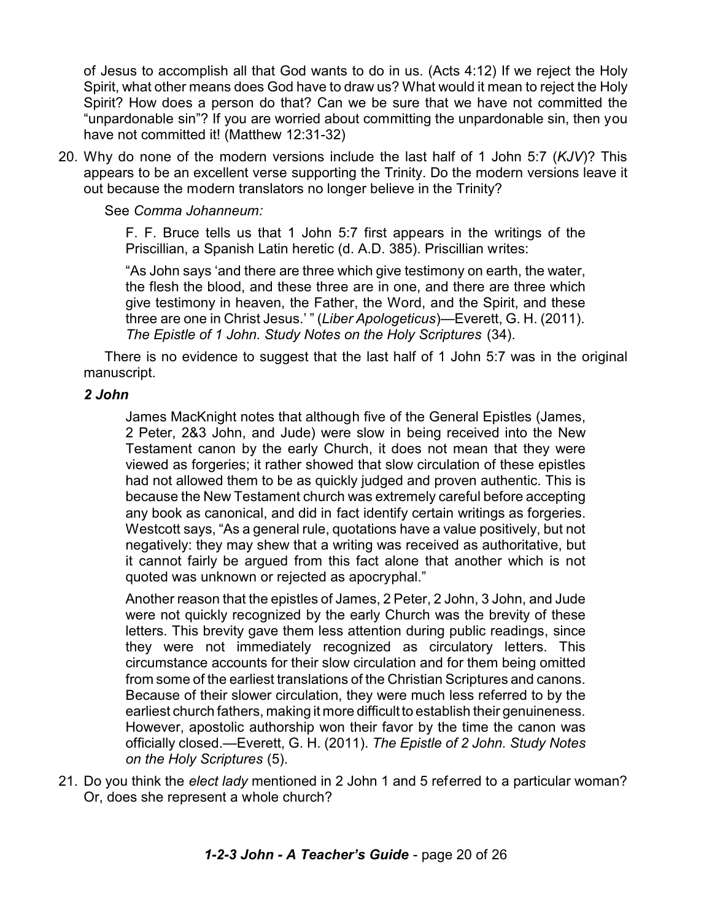of Jesus to accomplish all that God wants to do in us. (Acts 4:12) If we reject the Holy Spirit, what other means does God have to draw us? What would it mean to reject the Holy Spirit? How does a person do that? Can we be sure that we have not committed the "unpardonable sin"? If you are worried about committing the unpardonable sin, then you have not committed it! (Matthew 12:31-32)

20. Why do none of the modern versions include the last half of 1 John 5:7 (*KJV*)? This appears to be an excellent verse supporting the Trinity. Do the modern versions leave it out because the modern translators no longer believe in the Trinity?

    See *Comma Johanneum:*

    > F. F. Bruce tells us that 1 John 5:7 first appears in the writings of the Priscillian, a Spanish Latin heretic (d. A.D. 385). Priscillian writes:
    >
    > "As John says 'and there are three which give testimony on earth, the water, the flesh the blood, and these three are in one, and there are three which give testimony in heaven, the Father, the Word, and the Spirit, and these three are one in Christ Jesus.' " (*Liber Apologeticus*)—Everett, G. H. (2011). *The Epistle of 1 John. Study Notes on the Holy Scriptures* (34).

    There is no evidence to suggest that the last half of 1 John 5:7 was in the original manuscript.

### *2 John*

> James MacKnight notes that although five of the General Epistles (James, 2 Peter, 2&3 John, and Jude) were slow in being received into the New Testament canon by the early Church, it does not mean that they were viewed as forgeries; it rather showed that slow circulation of these epistles had not allowed them to be as quickly judged and proven authentic. This is because the New Testament church was extremely careful before accepting any book as canonical, and did in fact identify certain writings as forgeries. Westcott says, "As a general rule, quotations have a value positively, but not negatively: they may shew that a writing was received as authoritative, but it cannot fairly be argued from this fact alone that another which is not quoted was unknown or rejected as apocryphal."
>
> Another reason that the epistles of James, 2 Peter, 2 John, 3 John, and Jude were not quickly recognized by the early Church was the brevity of these letters. This brevity gave them less attention during public readings, since they were not immediately recognized as circulatory letters. This circumstance accounts for their slow circulation and for them being omitted from some of the earliest translations of the Christian Scriptures and canons. Because of their slower circulation, they were much less referred to by the earliest church fathers, making it more difficult to establish their genuineness. However, apostolic authorship won their favor by the time the canon was officially closed.—Everett, G. H. (2011). *The Epistle of 2 John. Study Notes on the Holy Scriptures* (5).

21. Do you think the *elect lady* mentioned in 2 John 1 and 5 referred to a particular woman? Or, does she represent a whole church?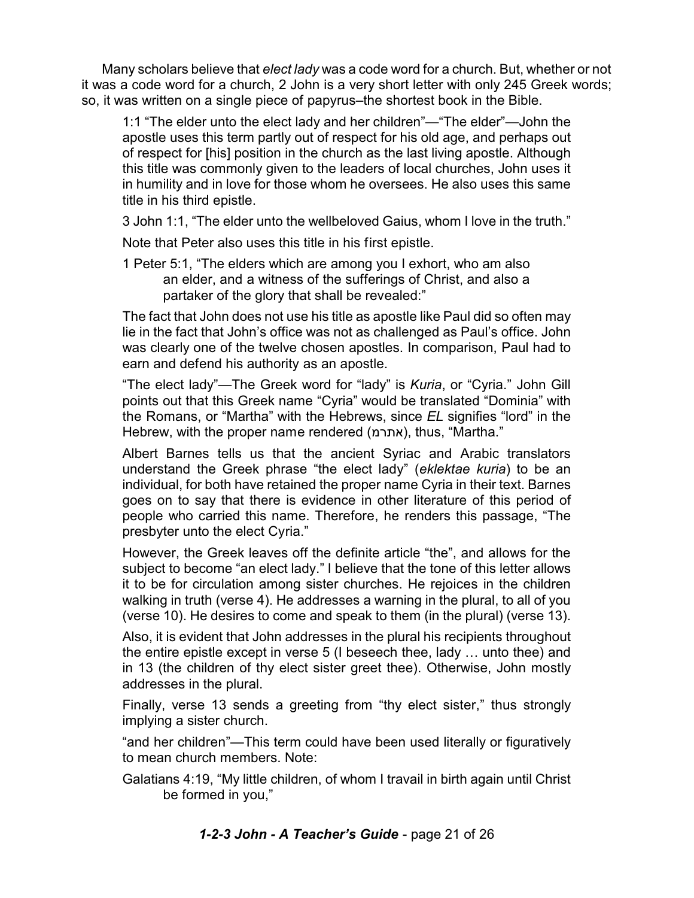Many scholars believe that *elect lady* was a code word for a church. But, whether or not it was a code word for a church, 2 John is a very short letter with only 245 Greek words; so, it was written on a single piece of papyrus–the shortest book in the Bible.

> 1:1 “The elder unto the elect lady and her children”—“The elder”—John the apostle uses this term partly out of respect for his old age, and perhaps out of respect for [his] position in the church as the last living apostle. Although this title was commonly given to the leaders of local churches, John uses it in humility and in love for those whom he oversees. He also uses this same title in his third epistle.
>
> 3 John 1:1, “The elder unto the wellbeloved Gaius, whom I love in the truth.”
>
> Note that Peter also uses this title in his first epistle.
>
> 1 Peter 5:1, “The elders which are among you I exhort, who am also an elder, and a witness of the sufferings of Christ, and also a partaker of the glory that shall be revealed:”
>
> The fact that John does not use his title as apostle like Paul did so often may lie in the fact that John’s office was not as challenged as Paul’s office. John was clearly one of the twelve chosen apostles. In comparison, Paul had to earn and defend his authority as an apostle.
>
> “The elect lady”—The Greek word for “lady” is *Kuria*, or “Cyria.” John Gill points out that this Greek name “Cyria” would be translated “Dominia” with the Romans, or “Martha” with the Hebrews, since *EL* signifies “lord” in the Hebrew, with the proper name rendered (אתרמ), thus, “Martha.”
>
> Albert Barnes tells us that the ancient Syriac and Arabic translators understand the Greek phrase “the elect lady” (*eklektae kuria*) to be an individual, for both have retained the proper name Cyria in their text. Barnes goes on to say that there is evidence in other literature of this period of people who carried this name. Therefore, he renders this passage, “The presbyter unto the elect Cyria.”
>
> However, the Greek leaves off the definite article “the”, and allows for the subject to become “an elect lady.” I believe that the tone of this letter allows it to be for circulation among sister churches. He rejoices in the children walking in truth (verse 4). He addresses a warning in the plural, to all of you (verse 10). He desires to come and speak to them (in the plural) (verse 13).
>
> Also, it is evident that John addresses in the plural his recipients throughout the entire epistle except in verse 5 (I beseech thee, lady … unto thee) and in 13 (the children of thy elect sister greet thee). Otherwise, John mostly addresses in the plural.
>
> Finally, verse 13 sends a greeting from “thy elect sister,” thus strongly implying a sister church.
>
> “and her children”—This term could have been used literally or figuratively to mean church members. Note:
>
> Galatians 4:19, “My little children, of whom I travail in birth again until Christ be formed in you,”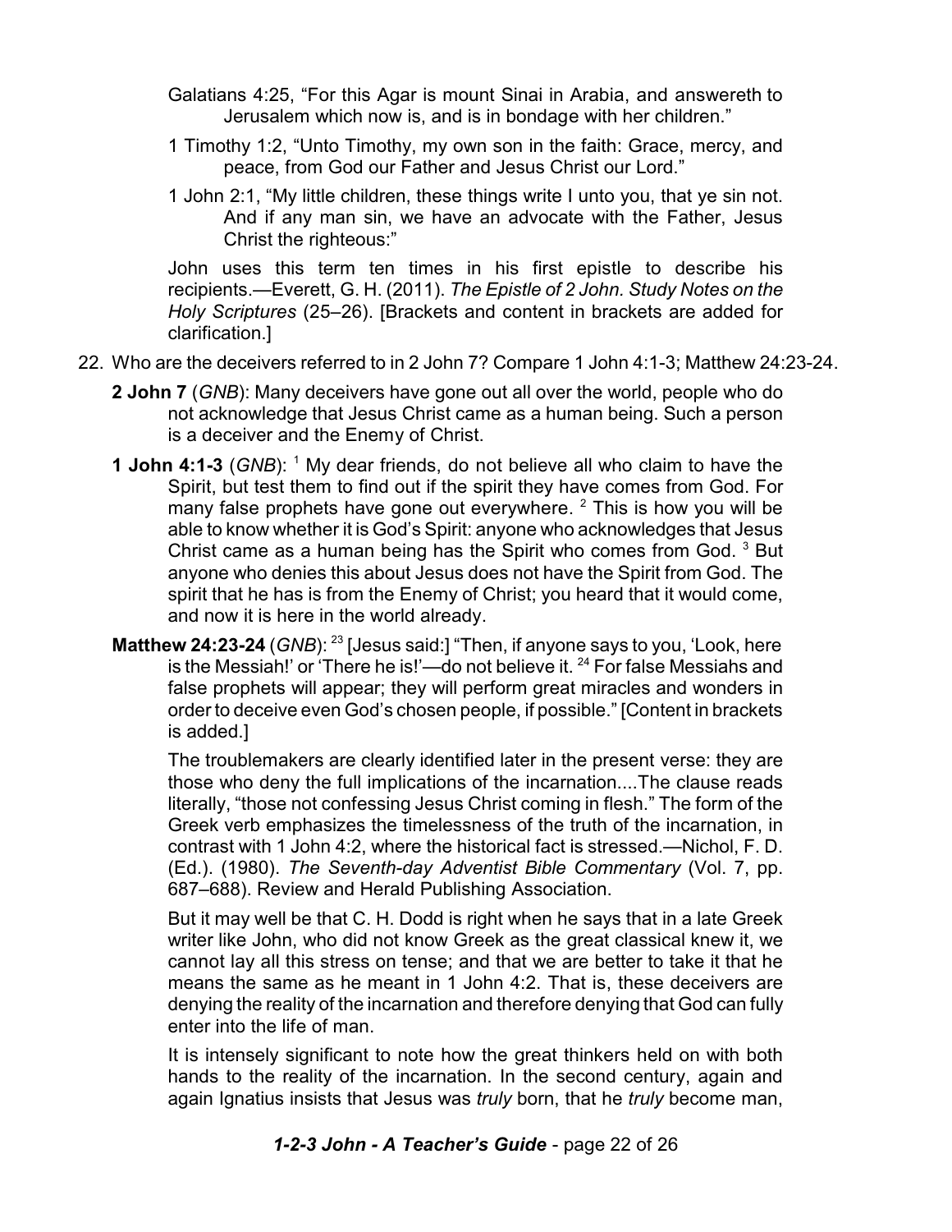Galatians 4:25, "For this Agar is mount Sinai in Arabia, and answereth to Jerusalem which now is, and is in bondage with her children."

1 Timothy 1:2, "Unto Timothy, my own son in the faith: Grace, mercy, and peace, from God our Father and Jesus Christ our Lord."

1 John 2:1, "My little children, these things write I unto you, that ye sin not. And if any man sin, we have an advocate with the Father, Jesus Christ the righteous:"

John uses this term ten times in his first epistle to describe his recipients.—Everett, G. H. (2011). *The Epistle of 2 John. Study Notes on the Holy Scriptures* (25–26). [Brackets and content in brackets are added for clarification.]

22. Who are the deceivers referred to in 2 John 7? Compare 1 John 4:1-3; Matthew 24:23-24.

**2 John 7** (*GNB*): Many deceivers have gone out all over the world, people who do not acknowledge that Jesus Christ came as a human being. Such a person is a deceiver and the Enemy of Christ.

**1 John 4:1-3** (*GNB*): [1] My dear friends, do not believe all who claim to have the Spirit, but test them to find out if the spirit they have comes from God. For many false prophets have gone out everywhere. [2] This is how you will be able to know whether it is God's Spirit: anyone who acknowledges that Jesus Christ came as a human being has the Spirit who comes from God. [3] But anyone who denies this about Jesus does not have the Spirit from God. The spirit that he has is from the Enemy of Christ; you heard that it would come, and now it is here in the world already.

**Matthew 24:23-24** (*GNB*): [23] [Jesus said:] "Then, if anyone says to you, 'Look, here is the Messiah!' or 'There he is!'—do not believe it. [24] For false Messiahs and false prophets will appear; they will perform great miracles and wonders in order to deceive even God's chosen people, if possible." [Content in brackets is added.]

The troublemakers are clearly identified later in the present verse: they are those who deny the full implications of the incarnation....The clause reads literally, "those not confessing Jesus Christ coming in flesh." The form of the Greek verb emphasizes the timelessness of the truth of the incarnation, in contrast with 1 John 4:2, where the historical fact is stressed.—Nichol, F. D. (Ed.). (1980). *The Seventh-day Adventist Bible Commentary* (Vol. 7, pp. 687–688). Review and Herald Publishing Association.

But it may well be that C. H. Dodd is right when he says that in a late Greek writer like John, who did not know Greek as the great classical knew it, we cannot lay all this stress on tense; and that we are better to take it that he means the same as he meant in 1 John 4:2. That is, these deceivers are denying the reality of the incarnation and therefore denying that God can fully enter into the life of man.

It is intensely significant to note how the great thinkers held on with both hands to the reality of the incarnation. In the second century, again and again Ignatius insists that Jesus was *truly* born, that he *truly* become man,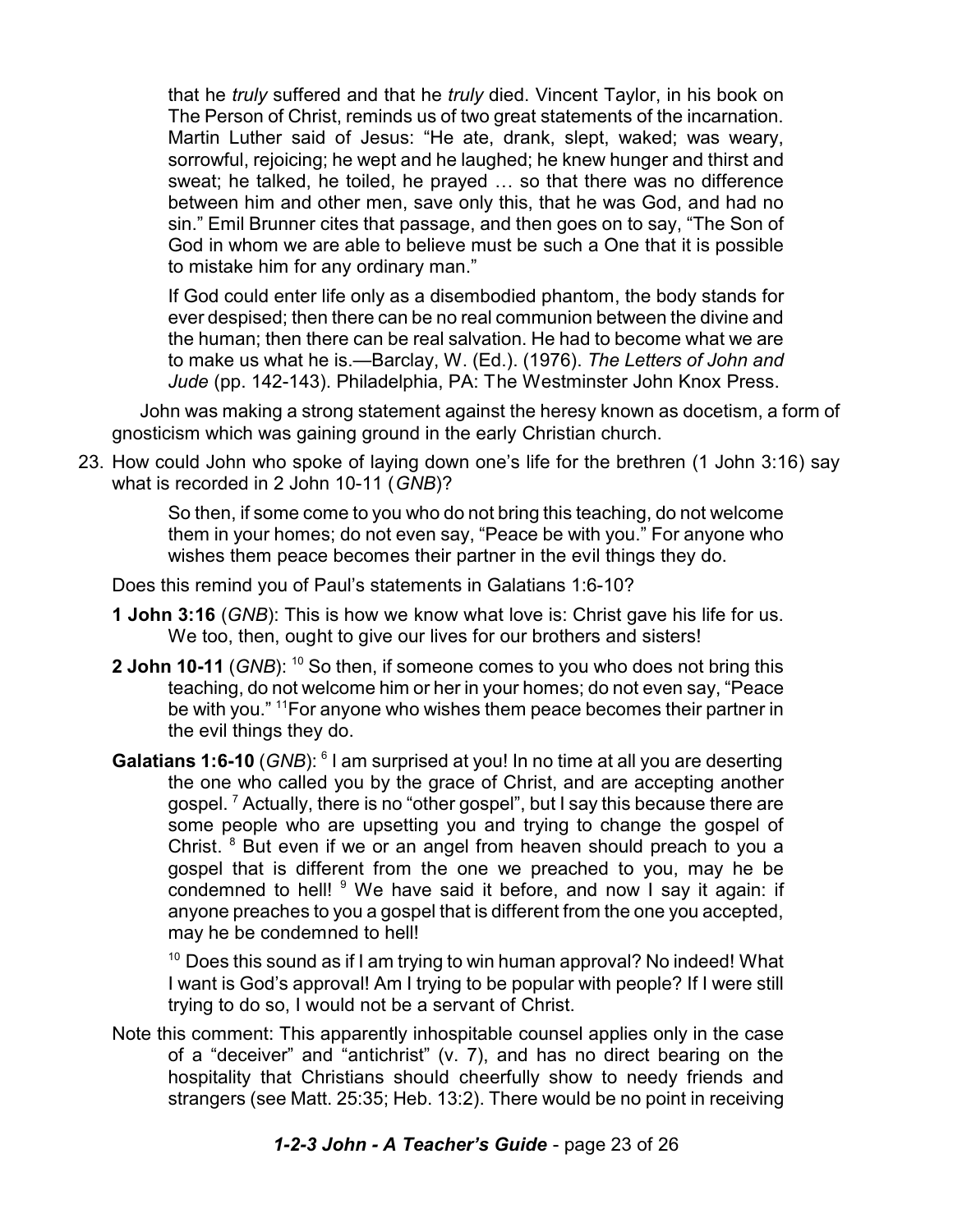> that he *truly* suffered and that he *truly* died. Vincent Taylor, in his book on The Person of Christ, reminds us of two great statements of the incarnation. Martin Luther said of Jesus: "He ate, drank, slept, waked; was weary, sorrowful, rejoicing; he wept and he laughed; he knew hunger and thirst and sweat; he talked, he toiled, he prayed … so that there was no difference between him and other men, save only this, that he was God, and had no sin." Emil Brunner cites that passage, and then goes on to say, "The Son of God in whom we are able to believe must be such a One that it is possible to mistake him for any ordinary man."
>
> If God could enter life only as a disembodied phantom, the body stands for ever despised; then there can be no real communion between the divine and the human; then there can be real salvation. He had to become what we are to make us what he is.—Barclay, W. (Ed.). (1976). *The Letters of John and Jude* (pp. 142-143). Philadelphia, PA: The Westminster John Knox Press.

John was making a strong statement against the heresy known as docetism, a form of gnosticism which was gaining ground in the early Christian church.

23. How could John who spoke of laying down one's life for the brethren (1 John 3:16) say what is recorded in 2 John 10-11 (*GNB*)?

> So then, if some come to you who do not bring this teaching, do not welcome them in your homes; do not even say, "Peace be with you." For anyone who wishes them peace becomes their partner in the evil things they do.

Does this remind you of Paul's statements in Galatians 1:6-10?

**1 John 3:16** (*GNB*): This is how we know what love is: Christ gave his life for us. We too, then, ought to give our lives for our brothers and sisters!

**2 John 10-11** (*GNB*): [10] So then, if someone comes to you who does not bring this teaching, do not welcome him or her in your homes; do not even say, "Peace be with you." [11] For anyone who wishes them peace becomes their partner in the evil things they do.

**Galatians 1:6-10** (*GNB*): [6] I am surprised at you! In no time at all you are deserting the one who called you by the grace of Christ, and are accepting another gospel. [7] Actually, there is no "other gospel", but I say this because there are some people who are upsetting you and trying to change the gospel of Christ. [8] But even if we or an angel from heaven should preach to you a gospel that is different from the one we preached to you, may he be condemned to hell! [9] We have said it before, and now I say it again: if anyone preaches to you a gospel that is different from the one you accepted, may he be condemned to hell!

[10] Does this sound as if I am trying to win human approval? No indeed! What I want is God's approval! Am I trying to be popular with people? If I were still trying to do so, I would not be a servant of Christ.

Note this comment: This apparently inhospitable counsel applies only in the case of a "deceiver" and "antichrist" (v. 7), and has no direct bearing on the hospitality that Christians should cheerfully show to needy friends and strangers (see Matt. 25:35; Heb. 13:2). There would be no point in receiving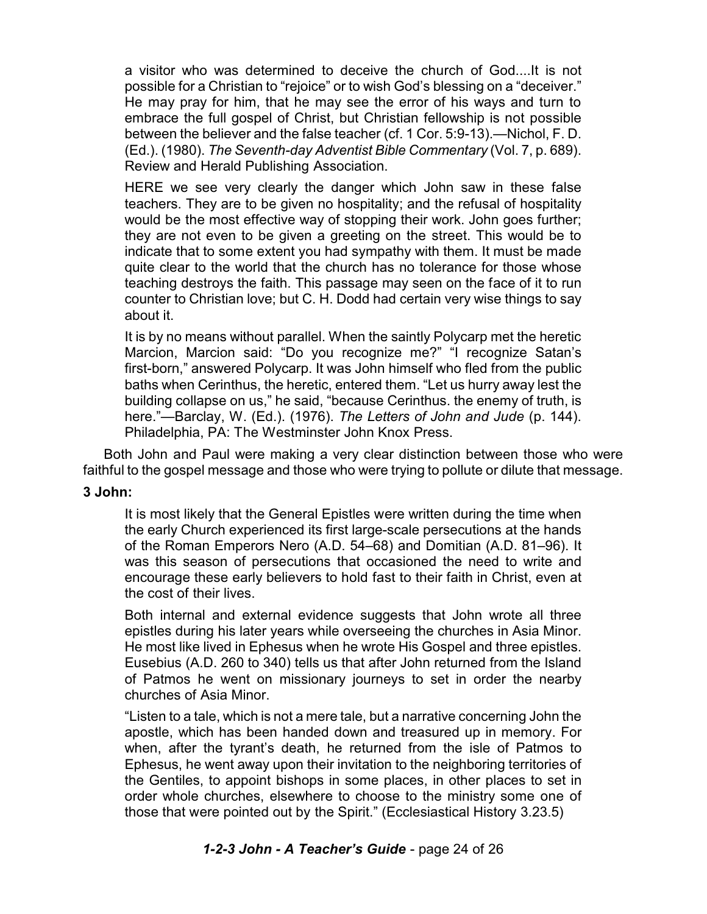a visitor who was determined to deceive the church of God....It is not possible for a Christian to "rejoice" or to wish God's blessing on a "deceiver." He may pray for him, that he may see the error of his ways and turn to embrace the full gospel of Christ, but Christian fellowship is not possible between the believer and the false teacher (cf. 1 Cor. 5:9-13).—Nichol, F. D. (Ed.). (1980). *The Seventh-day Adventist Bible Commentary* (Vol. 7, p. 689). Review and Herald Publishing Association.

HERE we see very clearly the danger which John saw in these false teachers. They are to be given no hospitality; and the refusal of hospitality would be the most effective way of stopping their work. John goes further; they are not even to be given a greeting on the street. This would be to indicate that to some extent you had sympathy with them. It must be made quite clear to the world that the church has no tolerance for those whose teaching destroys the faith. This passage may seen on the face of it to run counter to Christian love; but C. H. Dodd had certain very wise things to say about it.

It is by no means without parallel. When the saintly Polycarp met the heretic Marcion, Marcion said: "Do you recognize me?" "I recognize Satan's first-born," answered Polycarp. It was John himself who fled from the public baths when Cerinthus, the heretic, entered them. "Let us hurry away lest the building collapse on us," he said, "because Cerinthus. the enemy of truth, is here."—Barclay, W. (Ed.). (1976). *The Letters of John and Jude* (p. 144). Philadelphia, PA: The Westminster John Knox Press.

Both John and Paul were making a very clear distinction between those who were faithful to the gospel message and those who were trying to pollute or dilute that message.

**3 John:**

It is most likely that the General Epistles were written during the time when the early Church experienced its first large-scale persecutions at the hands of the Roman Emperors Nero (A.D. 54–68) and Domitian (A.D. 81–96). It was this season of persecutions that occasioned the need to write and encourage these early believers to hold fast to their faith in Christ, even at the cost of their lives.

Both internal and external evidence suggests that John wrote all three epistles during his later years while overseeing the churches in Asia Minor. He most like lived in Ephesus when he wrote His Gospel and three epistles. Eusebius (A.D. 260 to 340) tells us that after John returned from the Island of Patmos he went on missionary journeys to set in order the nearby churches of Asia Minor.

"Listen to a tale, which is not a mere tale, but a narrative concerning John the apostle, which has been handed down and treasured up in memory. For when, after the tyrant's death, he returned from the isle of Patmos to Ephesus, he went away upon their invitation to the neighboring territories of the Gentiles, to appoint bishops in some places, in other places to set in order whole churches, elsewhere to choose to the ministry some one of those that were pointed out by the Spirit." (Ecclesiastical History 3.23.5)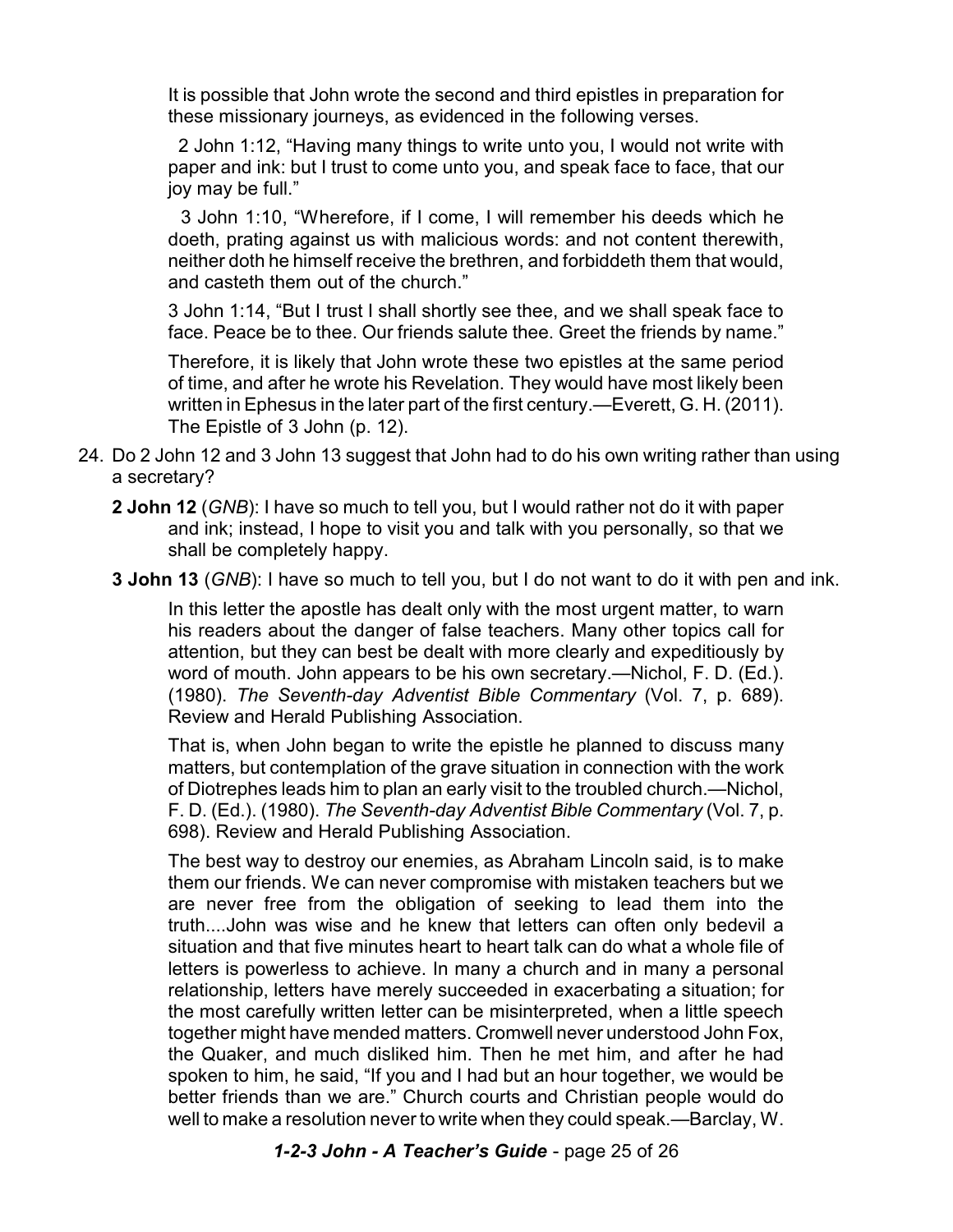It is possible that John wrote the second and third epistles in preparation for these missionary journeys, as evidenced in the following verses.

2 John 1:12, "Having many things to write unto you, I would not write with paper and ink: but I trust to come unto you, and speak face to face, that our joy may be full."

3 John 1:10, "Wherefore, if I come, I will remember his deeds which he doeth, prating against us with malicious words: and not content therewith, neither doth he himself receive the brethren, and forbiddeth them that would, and casteth them out of the church."

3 John 1:14, "But I trust I shall shortly see thee, and we shall speak face to face. Peace be to thee. Our friends salute thee. Greet the friends by name."

Therefore, it is likely that John wrote these two epistles at the same period of time, and after he wrote his Revelation. They would have most likely been written in Ephesus in the later part of the first century.—Everett, G. H. (2011). The Epistle of 3 John (p. 12).

24. Do 2 John 12 and 3 John 13 suggest that John had to do his own writing rather than using a secretary?

    **2 John 12** (*GNB*): I have so much to tell you, but I would rather not do it with paper and ink; instead, I hope to visit you and talk with you personally, so that we shall be completely happy.

    **3 John 13** (*GNB*): I have so much to tell you, but I do not want to do it with pen and ink.

    In this letter the apostle has dealt only with the most urgent matter, to warn his readers about the danger of false teachers. Many other topics call for attention, but they can best be dealt with more clearly and expeditiously by word of mouth. John appears to be his own secretary.—Nichol, F. D. (Ed.). (1980). *The Seventh-day Adventist Bible Commentary* (Vol. 7, p. 689). Review and Herald Publishing Association.

    That is, when John began to write the epistle he planned to discuss many matters, but contemplation of the grave situation in connection with the work of Diotrephes leads him to plan an early visit to the troubled church.—Nichol, F. D. (Ed.). (1980). *The Seventh-day Adventist Bible Commentary* (Vol. 7, p. 698). Review and Herald Publishing Association.

    The best way to destroy our enemies, as Abraham Lincoln said, is to make them our friends. We can never compromise with mistaken teachers but we are never free from the obligation of seeking to lead them into the truth....John was wise and he knew that letters can often only bedevil a situation and that five minutes heart to heart talk can do what a whole file of letters is powerless to achieve. In many a church and in many a personal relationship, letters have merely succeeded in exacerbating a situation; for the most carefully written letter can be misinterpreted, when a little speech together might have mended matters. Cromwell never understood John Fox, the Quaker, and much disliked him. Then he met him, and after he had spoken to him, he said, "If you and I had but an hour together, we would be better friends than we are." Church courts and Christian people would do well to make a resolution never to write when they could speak.—Barclay, W.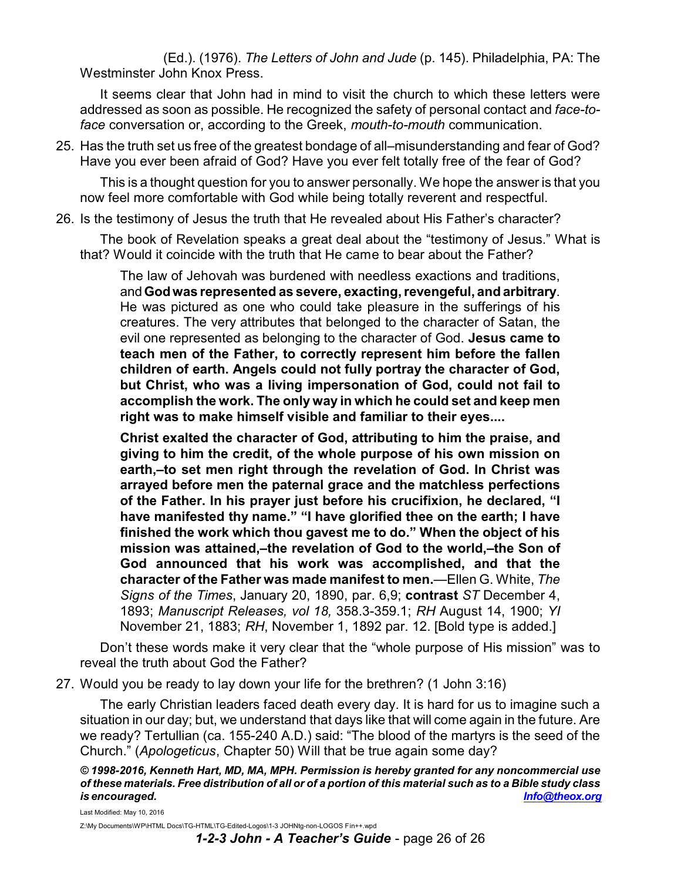(Ed.). (1976). *The Letters of John and Jude* (p. 145). Philadelphia, PA: The Westminster John Knox Press.

It seems clear that John had in mind to visit the church to which these letters were addressed as soon as possible. He recognized the safety of personal contact and *face-to-face* conversation or, according to the Greek, *mouth-to-mouth* communication.

25. Has the truth set us free of the greatest bondage of all–misunderstanding and fear of God? Have you ever been afraid of God? Have you ever felt totally free of the fear of God?

    This is a thought question for you to answer personally. We hope the answer is that you now feel more comfortable with God while being totally reverent and respectful.

26. Is the testimony of Jesus the truth that He revealed about His Father's character?

    The book of Revelation speaks a great deal about the "testimony of Jesus." What is that? Would it coincide with the truth that He came to bear about the Father?

    > The law of Jehovah was burdened with needless exactions and traditions, and **God was represented as severe, exacting, revengeful, and arbitrary**. He was pictured as one who could take pleasure in the sufferings of his creatures. The very attributes that belonged to the character of Satan, the evil one represented as belonging to the character of God. **Jesus came to teach men of the Father, to correctly represent him before the fallen children of earth. Angels could not fully portray the character of God, but Christ, who was a living impersonation of God, could not fail to accomplish the work. The only way in which he could set and keep men right was to make himself visible and familiar to their eyes....**
    >
    > **Christ exalted the character of God, attributing to him the praise, and giving to him the credit, of the whole purpose of his own mission on earth,–to set men right through the revelation of God. In Christ was arrayed before men the paternal grace and the matchless perfections of the Father. In his prayer just before his crucifixion, he declared, "I have manifested thy name." "I have glorified thee on the earth; I have finished the work which thou gavest me to do." When the object of his mission was attained,–the revelation of God to the world,–the Son of God announced that his work was accomplished, and that the character of the Father was made manifest to men.**—Ellen G. White, *The Signs of the Times*, January 20, 1890, par. 6,9; **contrast** *ST* December 4, 1893; *Manuscript Releases, vol 18,* 358.3-359.1; *RH* August 14, 1900; *YI* November 21, 1883; *RH*, November 1, 1892 par. 12. [Bold type is added.]

    Don't these words make it very clear that the "whole purpose of His mission" was to reveal the truth about God the Father?

27. Would you be ready to lay down your life for the brethren? (1 John 3:16)

    The early Christian leaders faced death every day. It is hard for us to imagine such a situation in our day; but, we understand that days like that will come again in the future. Are we ready? Tertullian (ca. 155-240 A.D.) said: "The blood of the martyrs is the seed of the Church." (*Apologeticus*, Chapter 50) Will that be true again some day?

***© 1998-2016, Kenneth Hart, MD, MA, MPH. Permission is hereby granted for any noncommercial use of these materials. Free distribution of all or of a portion of this material such as to a Bible study class is encouraged.*** ***Info@theox.org***

Last Modified: May 10, 2016

Z:\My Documents\WP\HTML Docs\TG-HTML\TG-Edited-Logos\1-3 JOHNtg-non-LOGOS Fin++.wpd